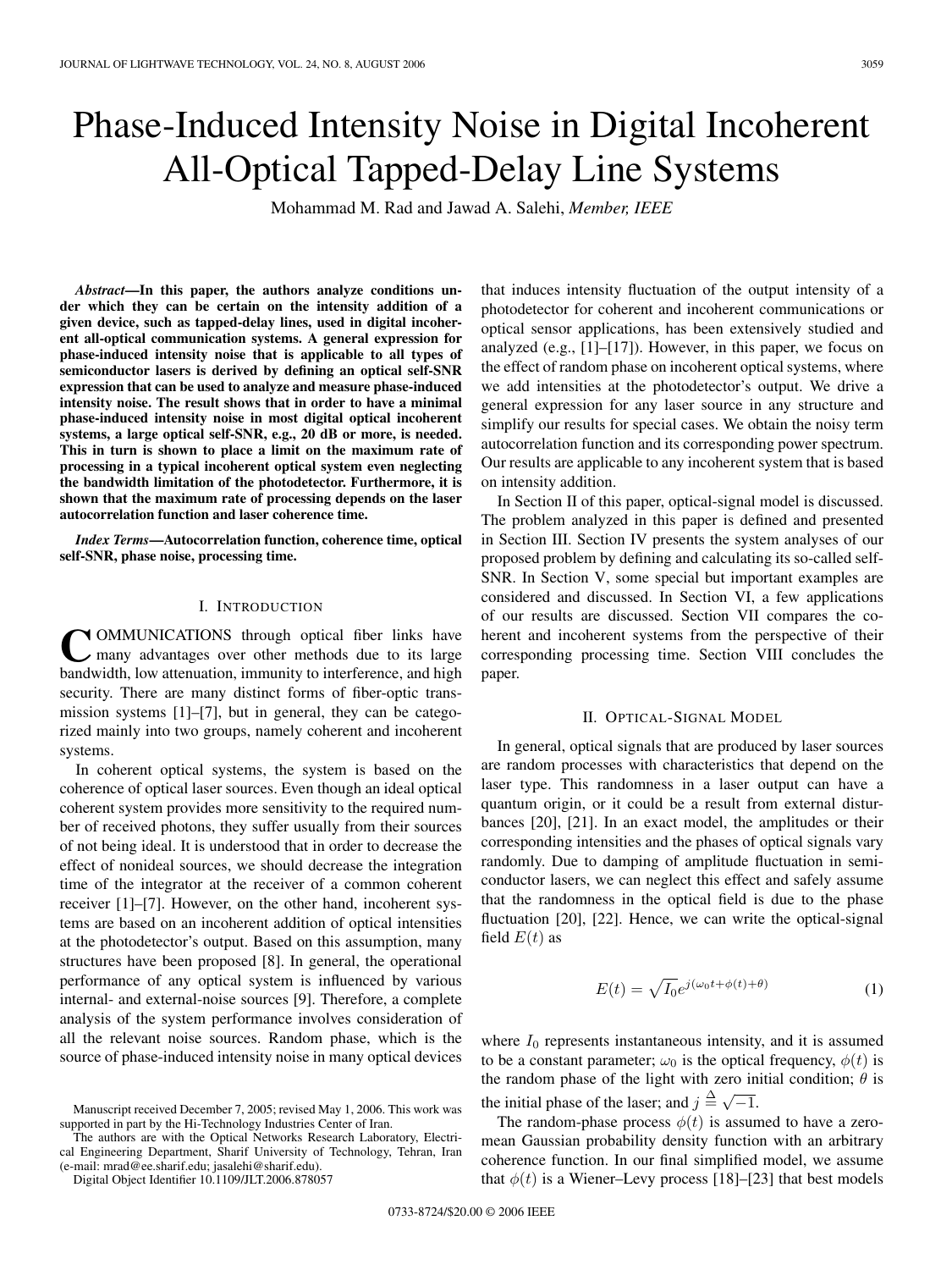# Phase-Induced Intensity Noise in Digital Incoherent All-Optical Tapped-Delay Line Systems

Mohammad M. Rad and Jawad A. Salehi, *Member, IEEE*

***Abstract*—In this paper, the authors analyze conditions under which they can be certain on the intensity addition of a given device, such as tapped-delay lines, used in digital incoherent all-optical communication systems. A general expression for phase-induced intensity noise that is applicable to all types of semiconductor lasers is derived by defining an optical self-SNR expression that can be used to analyze and measure phase-induced intensity noise. The result shows that in order to have a minimal phase-induced intensity noise in most digital optical incoherent systems, a large optical self-SNR, e.g., 20 dB or more, is needed. This in turn is shown to place a limit on the maximum rate of processing in a typical incoherent optical system even neglecting the bandwidth limitation of the photodetector. Furthermore, it is shown that the maximum rate of processing depends on the laser autocorrelation function and laser coherence time.**

***Index Terms*—Autocorrelation function, coherence time, optical self-SNR, phase noise, processing time.**

## I. Introduction

COMMUNICATIONS through optical fiber links have many advantages over other methods due to its large bandwidth, low attenuation, immunity to interference, and high security. There are many distinct forms of fiber-optic transmission systems [1]–[7], but in general, they can be categorized mainly into two groups, namely coherent and incoherent systems.

In coherent optical systems, the system is based on the coherence of optical laser sources. Even though an ideal optical coherent system provides more sensitivity to the required number of received photons, they suffer usually from their sources of not being ideal. It is understood that in order to decrease the effect of nonideal sources, we should decrease the integration time of the integrator at the receiver of a common coherent receiver [1]–[7]. However, on the other hand, incoherent systems are based on an incoherent addition of optical intensities at the photodetector's output. Based on this assumption, many structures have been proposed [8]. In general, the operational performance of any optical system is influenced by various internal- and external-noise sources [9]. Therefore, a complete analysis of the system performance involves consideration of all the relevant noise sources. Random phase, which is the source of phase-induced intensity noise in many optical devices that induces intensity fluctuation of the output intensity of a photodetector for coherent and incoherent communications or optical sensor applications, has been extensively studied and analyzed (e.g., [1]–[17]). However, in this paper, we focus on the effect of random phase on incoherent optical systems, where we add intensities at the photodetector's output. We drive a general expression for any laser source in any structure and simplify our results for special cases. We obtain the noisy term autocorrelation function and its corresponding power spectrum. Our results are applicable to any incoherent system that is based on intensity addition.

In Section II of this paper, optical-signal model is discussed. The problem analyzed in this paper is defined and presented in Section III. Section IV presents the system analyses of our proposed problem by defining and calculating its so-called self-SNR. In Section V, some special but important examples are considered and discussed. In Section VI, a few applications of our results are discussed. Section VII compares the coherent and incoherent systems from the perspective of their corresponding processing time. Section VIII concludes the paper.

## II. Optical-Signal Model

In general, optical signals that are produced by laser sources are random processes with characteristics that depend on the laser type. This randomness in a laser output can have a quantum origin, or it could be a result from external disturbances [20], [21]. In an exact model, the amplitudes or their corresponding intensities and the phases of optical signals vary randomly. Due to damping of amplitude fluctuation in semiconductor lasers, we can neglect this effect and safely assume that the randomness in the optical field is due to the phase fluctuation [20], [22]. Hence, we can write the optical-signal field $E(t)$ as

$$E(t) = \sqrt{I_0}e^{j(\omega_0 t + \phi(t) + \theta)} \tag{1}$$

where $I_0$ represents instantaneous intensity, and it is assumed to be a constant parameter; $\omega_0$ is the optical frequency, $\phi(t)$ is the random phase of the light with zero initial condition; $\theta$ is the initial phase of the laser; and $j \triangleq \sqrt{-1}$.

The random-phase process $\phi(t)$ is assumed to have a zero-mean Gaussian probability density function with an arbitrary coherence function. In our final simplified model, we assume that $\phi(t)$ is a Wiener–Levy process [18]–[23] that best models

Manuscript received December 7, 2005; revised May 1, 2006. This work was supported in part by the Hi-Technology Industries Center of Iran.

The authors are with the Optical Networks Research Laboratory, Electrical Engineering Department, Sharif University of Technology, Tehran, Iran (e-mail: mrad@ee.sharif.edu; jasalehi@sharif.edu).

Digital Object Identifier 10.1109/JLT.2006.878057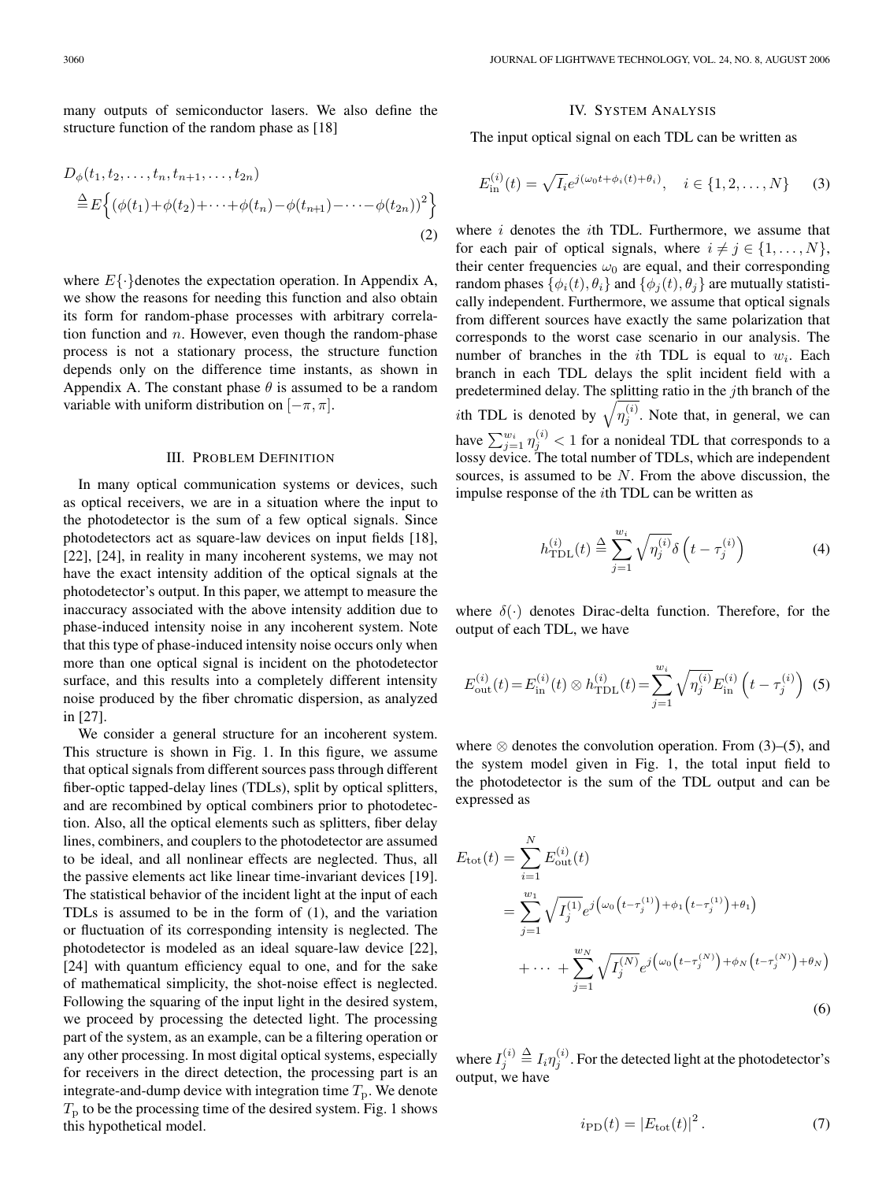many outputs of semiconductor lasers. We also define the structure function of the random phase as [18]

$$D_\phi(t_1, t_2, \ldots, t_n, t_{n+1}, \ldots, t_{2n}) \triangleq E\left\{(\phi(t_1)+\phi(t_2)+\cdots+\phi(t_n)-\phi(t_{n+1})-\cdots-\phi(t_{2n}))^2\right\} \tag{2}$$

where $E\{\cdot\}$denotes the expectation operation. In Appendix A, we show the reasons for needing this function and also obtain its form for random-phase processes with arbitrary correlation function and $n$. However, even though the random-phase process is not a stationary process, the structure function depends only on the difference time instants, as shown in Appendix A. The constant phase $\theta$ is assumed to be a random variable with uniform distribution on $[-\pi, \pi]$.

## III. Problem Definition

In many optical communication systems or devices, such as optical receivers, we are in a situation where the input to the photodetector is the sum of a few optical signals. Since photodetectors act as square-law devices on input fields [18], [22], [24], in reality in many incoherent systems, we may not have the exact intensity addition of the optical signals at the photodetector's output. In this paper, we attempt to measure the inaccuracy associated with the above intensity addition due to phase-induced intensity noise in any incoherent system. Note that this type of phase-induced intensity noise occurs only when more than one optical signal is incident on the photodetector surface, and this results into a completely different intensity noise produced by the fiber chromatic dispersion, as analyzed in [27].

We consider a general structure for an incoherent system. This structure is shown in Fig. 1. In this figure, we assume that optical signals from different sources pass through different fiber-optic tapped-delay lines (TDLs), split by optical splitters, and are recombined by optical combiners prior to photodetection. Also, all the optical elements such as splitters, fiber delay lines, combiners, and couplers to the photodetector are assumed to be ideal, and all nonlinear effects are neglected. Thus, all the passive elements act like linear time-invariant devices [19]. The statistical behavior of the incident light at the input of each TDLs is assumed to be in the form of (1), and the variation or fluctuation of its corresponding intensity is neglected. The photodetector is modeled as an ideal square-law device [22], [24] with quantum efficiency equal to one, and for the sake of mathematical simplicity, the shot-noise effect is neglected. Following the squaring of the input light in the desired system, we proceed by processing the detected light. The processing part of the system, as an example, can be a filtering operation or any other processing. In most digital optical systems, especially for receivers in the direct detection, the processing part is an integrate-and-dump device with integration time $T_{\rm p}$. We denote $T_{\rm p}$ to be the processing time of the desired system. Fig. 1 shows this hypothetical model.

## IV. System Analysis

The input optical signal on each TDL can be written as

$$E_{\rm in}^{(i)}(t) = \sqrt{I_i}e^{j(\omega_0 t+\phi_i(t)+\theta_i)}, \quad i \in \{1, 2, \ldots, N\} \tag{3}$$

where $i$ denotes the $i$th TDL. Furthermore, we assume that for each pair of optical signals, where $i \neq j \in \{1, \ldots, N\}$, their center frequencies $\omega_0$ are equal, and their corresponding random phases $\{\phi_i(t), \theta_i\}$ and $\{\phi_j(t), \theta_j\}$ are mutually statistically independent. Furthermore, we assume that optical signals from different sources have exactly the same polarization that corresponds to the worst case scenario in our analysis. The number of branches in the $i$th TDL is equal to $w_i$. Each branch in each TDL delays the split incident field with a predetermined delay. The splitting ratio in the $j$th branch of the $i$th TDL is denoted by $\sqrt{\eta_j^{(i)}}$. Note that, in general, we can have $\sum_{j=1}^{w_i} \eta_j^{(i)} < 1$ for a nonideal TDL that corresponds to a lossy device. The total number of TDLs, which are independent sources, is assumed to be $N$. From the above discussion, the impulse response of the $i$th TDL can be written as

$$h_{\rm TDL}^{(i)}(t) \triangleq \sum_{j=1}^{w_i} \sqrt{\eta_j^{(i)}}\delta\left(t - \tau_j^{(i)}\right) \tag{4}$$

where $\delta(\cdot)$ denotes Dirac-delta function. Therefore, for the output of each TDL, we have

$$E_{\rm out}^{(i)}(t) = E_{\rm in}^{(i)}(t) \otimes h_{\rm TDL}^{(i)}(t) = \sum_{j=1}^{w_i} \sqrt{\eta_j^{(i)}} E_{\rm in}^{(i)}\left(t - \tau_j^{(i)}\right) \tag{5}$$

where $\otimes$ denotes the convolution operation. From (3)–(5), and the system model given in Fig. 1, the total input field to the photodetector is the sum of the TDL output and can be expressed as

$$\begin{aligned} E_{\rm tot}(t) &= \sum_{i=1}^{N} E_{\rm out}^{(i)}(t) \\ &= \sum_{j=1}^{w_1} \sqrt{I_j^{(1)}} e^{j\left(\omega_0\left(t-\tau_j^{(1)}\right)+\phi_1\left(t-\tau_j^{(1)}\right)+\theta_1\right)} \\ &\quad + \cdots + \sum_{j=1}^{w_N} \sqrt{I_j^{(N)}} e^{j\left(\omega_0\left(t-\tau_j^{(N)}\right)+\phi_N\left(t-\tau_j^{(N)}\right)+\theta_N\right)} \end{aligned} \tag{6}$$

where $I_j^{(i)} \triangleq I_i \eta_j^{(i)}$. For the detected light at the photodetector's output, we have

$$i_{\rm PD}(t) = |E_{\rm tot}(t)|^2. \tag{7}$$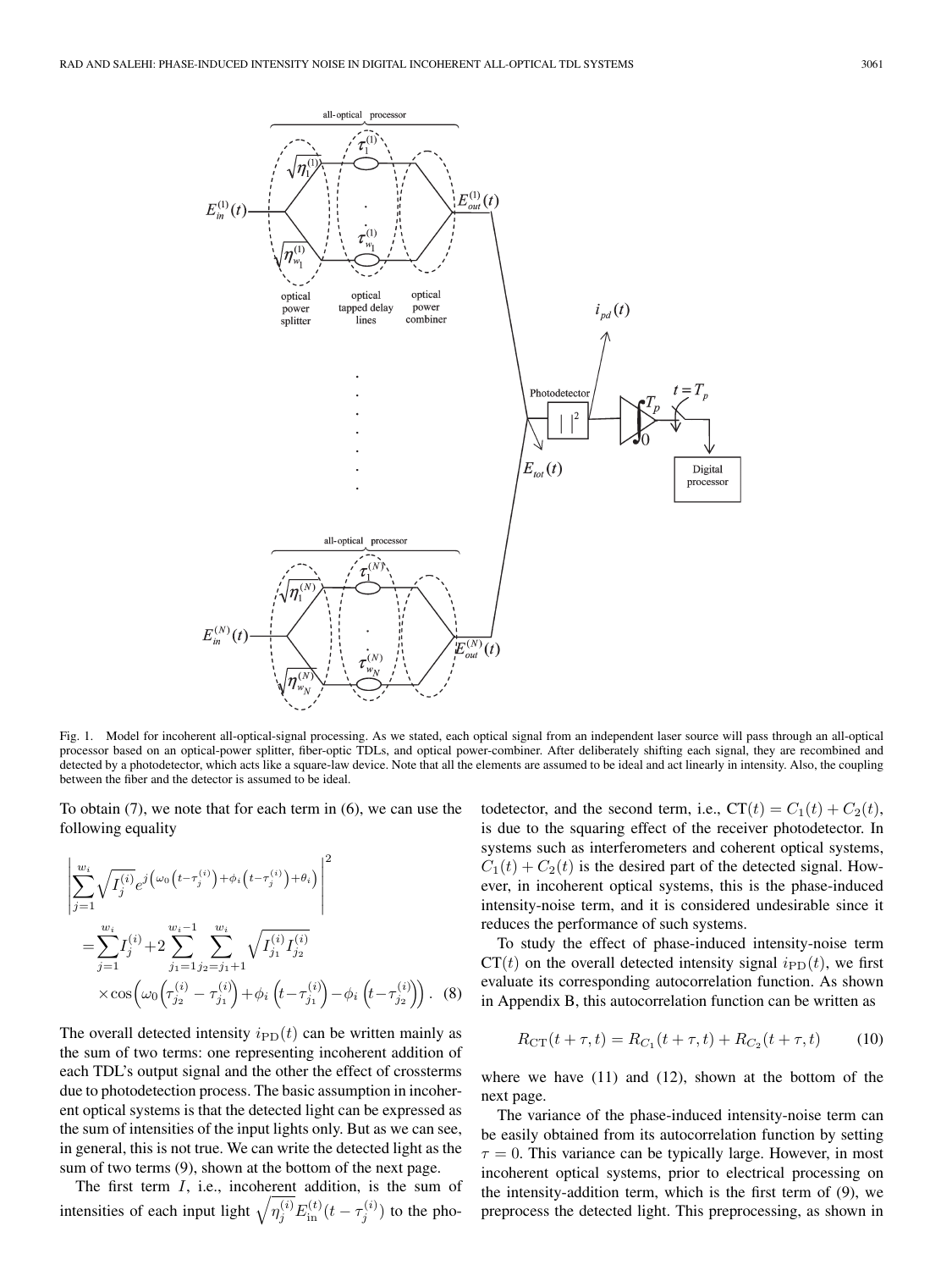Fig. 1. Model for incoherent all-optical-signal processing. As we stated, each optical signal from an independent laser source will pass through an all-optical processor based on an optical-power splitter, fiber-optic TDLs, and optical power-combiner. After deliberately shifting each signal, they are recombined and detected by a photodetector, which acts like a square-law device. Note that all the elements are assumed to be ideal and act linearly in intensity. Also, the coupling between the fiber and the detector is assumed to be ideal.

To obtain (7), we note that for each term in (6), we can use the following equality

$$\left|\sum_{j=1}^{w_i}\sqrt{I_j^{(i)}}e^{j\left(\omega_0\left(t-\tau_j^{(i)}\right)+\phi_i\left(t-\tau_j^{(i)}\right)+\theta_i\right)}\right|^2 = \sum_{j=1}^{w_i} I_j^{(i)} + 2\sum_{j_1=1}^{w_i-1}\sum_{j_2=j_1+1}^{w_i}\sqrt{I_{j_1}^{(i)}I_{j_2}^{(i)}} \times\cos\left(\omega_0\left(\tau_{j_2}^{(i)}-\tau_{j_1}^{(i)}\right)+\phi_i\left(t-\tau_{j_1}^{(i)}\right)-\phi_i\left(t-\tau_{j_2}^{(i)}\right)\right). \quad (8)$$

The overall detected intensity $i_{\mathrm{PD}}(t)$ can be written mainly as the sum of two terms: one representing incoherent addition of each TDL's output signal and the other the effect of crossterms due to photodetection process. The basic assumption in incoherent optical systems is that the detected light can be expressed as the sum of intensities of the input lights only. But as we can see, in general, this is not true. We can write the detected light as the sum of two terms (9), shown at the bottom of the next page.

The first term $I$, i.e., incoherent addition, is the sum of intensities of each input light $\sqrt{\eta_j^{(i)}}E_{\mathrm{in}}^{(t)}(t-\tau_j^{(i)})$ to the photodetector, and the second term, i.e., $\mathrm{CT}(t) = C_1(t) + C_2(t)$, is due to the squaring effect of the receiver photodetector. In systems such as interferometers and coherent optical systems, $C_1(t) + C_2(t)$ is the desired part of the detected signal. However, in incoherent optical systems, this is the phase-induced intensity-noise term, and it is considered undesirable since it reduces the performance of such systems.

To study the effect of phase-induced intensity-noise term $\mathrm{CT}(t)$ on the overall detected intensity signal $i_{\mathrm{PD}}(t)$, we first evaluate its corresponding autocorrelation function. As shown in Appendix B, this autocorrelation function can be written as

$$R_{\mathrm{CT}}(t+\tau,t) = R_{C_1}(t+\tau,t) + R_{C_2}(t+\tau,t) \quad (10)$$

where we have (11) and (12), shown at the bottom of the next page.

The variance of the phase-induced intensity-noise term can be easily obtained from its autocorrelation function by setting $\tau = 0$. This variance can be typically large. However, in most incoherent optical systems, prior to electrical processing on the intensity-addition term, which is the first term of (9), we preprocess the detected light. This preprocessing, as shown in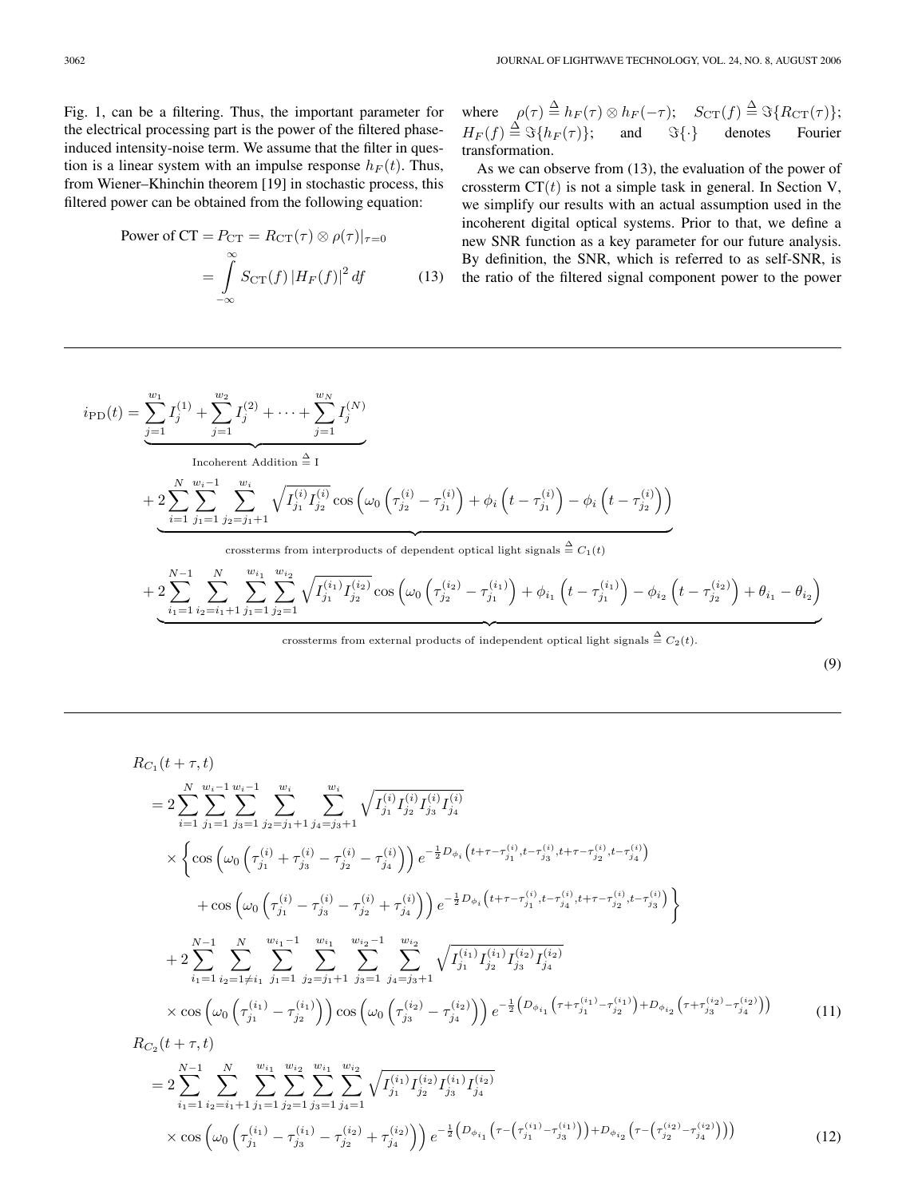Fig. 1, can be a filtering. Thus, the important parameter for the electrical processing part is the power of the filtered phase-induced intensity-noise term. We assume that the filter in question is a linear system with an impulse response $h_F(t)$. Thus, from Wiener–Khinchin theorem [19] in stochastic process, this filtered power can be obtained from the following equation:

$$
\begin{aligned}
\text{Power of CT} = P_{\text{CT}} &= R_{\text{CT}}(\tau) \otimes \rho(\tau)|_{\tau=0} \\
&= \int_{-\infty}^{\infty} S_{\text{CT}}(f) \left|H_F(f)\right|^2 df
\end{aligned} \tag{13}
$$

where $\rho(\tau) \triangleq h_F(\tau) \otimes h_F(-\tau)$; $S_{\text{CT}}(f) \triangleq \Im\{R_{\text{CT}}(\tau)\}$; $H_F(f) \triangleq \Im\{h_F(\tau)\}$; and $\Im\{\cdot\}$ denotes Fourier transformation.

As we can observe from (13), the evaluation of the power of crossterm $\text{CT}(t)$ is not a simple task in general. In Section V, we simplify our results with an actual assumption used in the incoherent digital optical systems. Prior to that, we define a new SNR function as a key parameter for our future analysis. By definition, the SNR, which is referred to as self-SNR, is the ratio of the filtered signal component power to the power

$$
\begin{aligned}
i_{\text{PD}}(t) = & \underbrace{\sum_{j=1}^{w_1} I_j^{(1)} + \sum_{j=1}^{w_2} I_j^{(2)} + \cdots + \sum_{j=1}^{w_N} I_j^{(N)}}_{\text{Incoherent Addition} \triangleq \text{I}} \\
& + \underbrace{2\sum_{i=1}^{N} \sum_{j_1=1}^{w_i-1} \sum_{j_2=j_1+1}^{w_i} \sqrt{I_{j_1}^{(i)} I_{j_2}^{(i)}} \cos\left(\omega_0\left(\tau_{j_2}^{(i)} - \tau_{j_1}^{(i)}\right) + \phi_i\left(t - \tau_{j_1}^{(i)}\right) - \phi_i\left(t - \tau_{j_2}^{(i)}\right)\right)}_{\text{crossterms from interproducts of dependent optical light signals} \triangleq C_1(t)} \\
& + \underbrace{2\sum_{i_1=1}^{N-1} \sum_{i_2=i_1+1}^{N} \sum_{j_1=1}^{w_{i_1}} \sum_{j_2=1}^{w_{i_2}} \sqrt{I_{j_1}^{(i_1)} I_{j_2}^{(i_2)}} \cos\left(\omega_0\left(\tau_{j_2}^{(i_2)} - \tau_{j_1}^{(i_1)}\right) + \phi_{i_1}\left(t - \tau_{j_1}^{(i_1)}\right) - \phi_{i_2}\left(t - \tau_{j_2}^{(i_2)}\right) + \theta_{i_1} - \theta_{i_2}\right)}_{\text{crossterms from external products of independent optical light signals} \triangleq C_2(t).}
\end{aligned} \tag{9}
$$

$$
\begin{aligned}
& R_{C_1}(t+\tau, t) \\
&= 2\sum_{i=1}^{N} \sum_{j_1=1}^{w_i-1} \sum_{j_3=1}^{w_i-1} \sum_{j_2=j_1+1}^{w_i} \sum_{j_4=j_3+1}^{w_i} \sqrt{I_{j_1}^{(i)} I_{j_2}^{(i)} I_{j_3}^{(i)} I_{j_4}^{(i)}} \\
&\quad \times \left\{ \cos\left(\omega_0\left(\tau_{j_1}^{(i)} + \tau_{j_3}^{(i)} - \tau_{j_2}^{(i)} - \tau_{j_4}^{(i)}\right)\right) e^{-\frac{1}{2} D_{\phi_i}\left(t+\tau-\tau_{j_1}^{(i)}, t-\tau_{j_3}^{(i)}, t+\tau-\tau_{j_2}^{(i)}, t-\tau_{j_4}^{(i)}\right)} \right. \\
&\quad\quad \left. + \cos\left(\omega_0\left(\tau_{j_1}^{(i)} - \tau_{j_3}^{(i)} - \tau_{j_2}^{(i)} + \tau_{j_4}^{(i)}\right)\right) e^{-\frac{1}{2} D_{\phi_i}\left(t+\tau-\tau_{j_1}^{(i)}, t-\tau_{j_4}^{(i)}, t+\tau-\tau_{j_2}^{(i)}, t-\tau_{j_3}^{(i)}\right)} \right\} \\
&\quad + 2\sum_{i_1=1}^{N-1} \sum_{i_2=1 \neq i_1}^{N} \sum_{j_1=1}^{w_{i_1}-1} \sum_{j_2=j_1+1}^{w_{i_1}} \sum_{j_3=1}^{w_{i_2}-1} \sum_{j_4=j_3+1}^{w_{i_2}} \sqrt{I_{j_1}^{(i_1)} I_{j_2}^{(i_1)} I_{j_3}^{(i_2)} I_{j_4}^{(i_2)}} \\
&\quad \times \cos\left(\omega_0\left(\tau_{j_1}^{(i_1)} - \tau_{j_2}^{(i_1)}\right)\right) \cos\left(\omega_0\left(\tau_{j_3}^{(i_2)} - \tau_{j_4}^{(i_2)}\right)\right) e^{-\frac{1}{2}\left(D_{\phi_{i_1}}\left(\tau+\tau_{j_1}^{(i_1)}-\tau_{j_2}^{(i_1)}\right) + D_{\phi_{i_2}}\left(\tau+\tau_{j_3}^{(i_2)}-\tau_{j_4}^{(i_2)}\right)\right)}
\end{aligned} \tag{11}
$$

$$
\begin{aligned}
& R_{C_2}(t+\tau, t) \\
&= 2\sum_{i_1=1}^{N-1} \sum_{i_2=i_1+1}^{N} \sum_{j_1=1}^{w_{i_1}} \sum_{j_2=1}^{w_{i_2}} \sum_{j_3=1}^{w_{i_1}} \sum_{j_4=1}^{w_{i_2}} \sqrt{I_{j_1}^{(i_1)} I_{j_2}^{(i_2)} I_{j_3}^{(i_1)} I_{j_4}^{(i_2)}} \\
&\quad \times \cos\left(\omega_0\left(\tau_{j_1}^{(i_1)} - \tau_{j_3}^{(i_1)} - \tau_{j_2}^{(i_2)} + \tau_{j_4}^{(i_2)}\right)\right) e^{-\frac{1}{2}\left(D_{\phi_{i_1}}\left(\tau-\left(\tau_{j_1}^{(i_1)}-\tau_{j_3}^{(i_1)}\right)\right) + D_{\phi_{i_2}}\left(\tau-\left(\tau_{j_2}^{(i_2)}-\tau_{j_4}^{(i_2)}\right)\right)\right)}
\end{aligned} \tag{12}
$$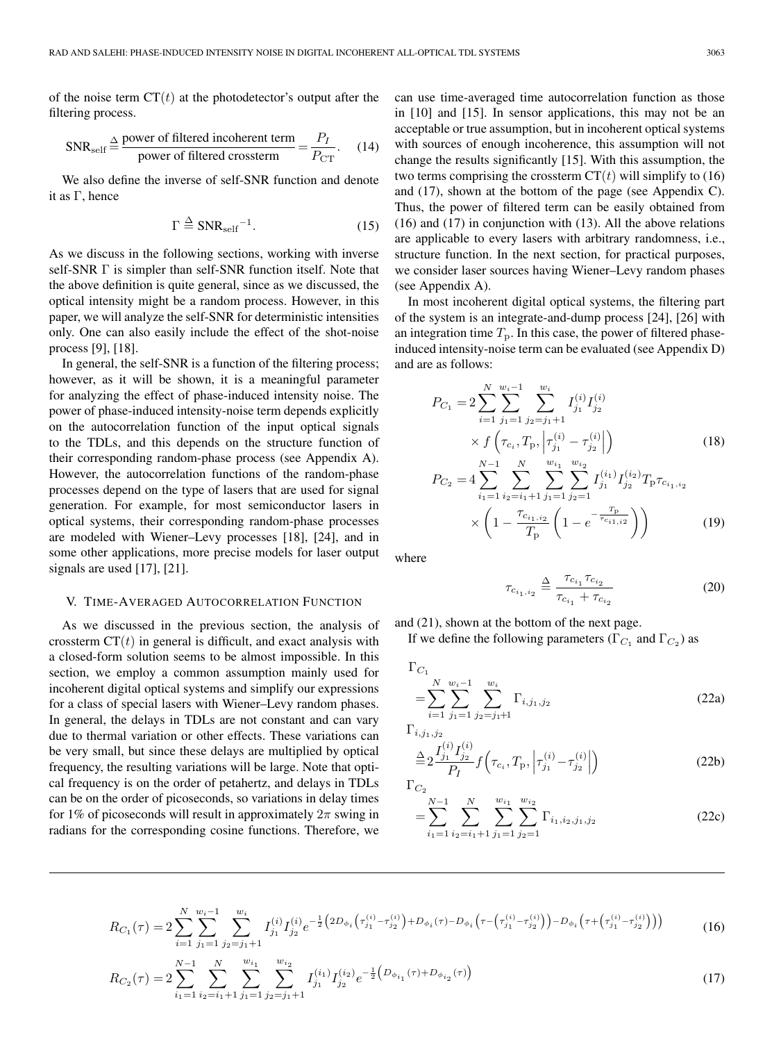of the noise term $\mathrm{CT}(t)$ at the photodetector's output after the filtering process.

$$\mathrm{SNR}_{\mathrm{self}} \triangleq \frac{\text{power of filtered incoherent term}}{\text{power of filtered crossterm}} = \frac{P_I}{P_{\mathrm{CT}}}. \quad (14)$$

We also define the inverse of self-SNR function and denote it as $\Gamma$, hence

$$\Gamma \triangleq \mathrm{SNR}_{\mathrm{self}}{}^{-1}. \quad (15)$$

As we discuss in the following sections, working with inverse self-SNR $\Gamma$ is simpler than self-SNR function itself. Note that the above definition is quite general, since as we discussed, the optical intensity might be a random process. However, in this paper, we will analyze the self-SNR for deterministic intensities only. One can also easily include the effect of the shot-noise process [9], [18].

In general, the self-SNR is a function of the filtering process; however, as it will be shown, it is a meaningful parameter for analyzing the effect of phase-induced intensity noise. The power of phase-induced intensity-noise term depends explicitly on the autocorrelation function of the input optical signals to the TDLs, and this depends on the structure function of their corresponding random-phase process (see Appendix A). However, the autocorrelation functions of the random-phase processes depend on the type of lasers that are used for signal generation. For example, for most semiconductor lasers in optical systems, their corresponding random-phase processes are modeled with Wiener–Levy processes [18], [24], and in some other applications, more precise models for laser output signals are used [17], [21].

## V. Time-Averaged Autocorrelation Function

As we discussed in the previous section, the analysis of crossterm $\mathrm{CT}(t)$ in general is difficult, and exact analysis with a closed-form solution seems to be almost impossible. In this section, we employ a common assumption mainly used for incoherent digital optical systems and simplify our expressions for a class of special lasers with Wiener–Levy random phases. In general, the delays in TDLs are not constant and can vary due to thermal variation or other effects. These variations can be very small, but since these delays are multiplied by optical frequency, the resulting variations will be large. Note that optical frequency is on the order of petahertz, and delays in TDLs can be on the order of picoseconds, so variations in delay times for 1% of picoseconds will result in approximately $2\pi$ swing in radians for the corresponding cosine functions. Therefore, we can use time-averaged time autocorrelation function as those in [10] and [15]. In sensor applications, this may not be an acceptable or true assumption, but in incoherent optical systems with sources of enough incoherence, this assumption will not change the results significantly [15]. With this assumption, the two terms comprising the crossterm $\mathrm{CT}(t)$ will simplify to (16) and (17), shown at the bottom of the page (see Appendix C). Thus, the power of filtered term can be easily obtained from (16) and (17) in conjunction with (13). All the above relations are applicable to every lasers with arbitrary randomness, i.e., structure function. In the next section, for practical purposes, we consider laser sources having Wiener–Levy random phases (see Appendix A).

In most incoherent digital optical systems, the filtering part of the system is an integrate-and-dump process [24], [26] with an integration time $T_{\mathrm{p}}$. In this case, the power of filtered phase-induced intensity-noise term can be evaluated (see Appendix D) and are as follows:

$$P_{C_1} = 2\sum_{i=1}^{N}\sum_{j_1=1}^{w_i-1}\sum_{j_2=j_1+1}^{w_i} I_{j_1}^{(i)} I_{j_2}^{(i)} \times f\left(\tau_{c_i}, T_{\mathrm{p}}, \left|\tau_{j_1}^{(i)} - \tau_{j_2}^{(i)}\right|\right) \quad (18)$$

$$P_{C_2} = 4\sum_{i_1=1}^{N-1}\sum_{i_2=i_1+1}^{N}\sum_{j_1=1}^{w_{i_1}}\sum_{j_2=1}^{w_{i_2}} I_{j_1}^{(i_1)} I_{j_2}^{(i_2)} T_{\mathrm{p}} \tau_{c_{i_1,i_2}} \times \left(1 - \frac{\tau_{c_{i_1,i_2}}}{T_{\mathrm{p}}}\left(1 - e^{-\frac{T_{\mathrm{p}}}{\tau_{c_{i1,i2}}}}\right)\right) \quad (19)$$

where

$$\tau_{c_{i_1,i_2}} \triangleq \frac{\tau_{c_{i_1}}\tau_{c_{i_2}}}{\tau_{c_{i_1}} + \tau_{c_{i_2}}} \quad (20)$$

and (21), shown at the bottom of the next page.

If we define the following parameters ($\Gamma_{C_1}$ and $\Gamma_{C_2}$) as

$$\Gamma_{C_1} = \sum_{i=1}^{N}\sum_{j_1=1}^{w_i-1}\sum_{j_2=j_1+1}^{w_i} \Gamma_{i,j_1,j_2} \quad (22a)$$

$$\Gamma_{i,j_1,j_2} \triangleq 2\frac{I_{j_1}^{(i)} I_{j_2}^{(i)}}{P_I} f\left(\tau_{c_i}, T_{\mathrm{p}}, \left|\tau_{j_1}^{(i)} - \tau_{j_2}^{(i)}\right|\right) \quad (22b)$$

$$\Gamma_{C_2} = \sum_{i_1=1}^{N-1}\sum_{i_2=i_1+1}^{N}\sum_{j_1=1}^{w_{i_1}}\sum_{j_2=1}^{w_{i_2}} \Gamma_{i_1,i_2,j_1,j_2} \quad (22c)$$

$$R_{C_1}(\tau) = 2\sum_{i=1}^{N}\sum_{j_1=1}^{w_i-1}\sum_{j_2=j_1+1}^{w_i} I_{j_1}^{(i)} I_{j_2}^{(i)} e^{-\frac{1}{2}\left(2D_{\phi_i}\left(\tau_{j_1}^{(i)} - \tau_{j_2}^{(i)}\right) + D_{\phi_i}(\tau) - D_{\phi_i}\left(\tau - \left(\tau_{j_1}^{(i)} - \tau_{j_2}^{(i)}\right)\right) - D_{\phi_i}\left(\tau + \left(\tau_{j_1}^{(i)} - \tau_{j_2}^{(i)}\right)\right)\right)} \quad (16)$$

$$R_{C_2}(\tau) = 2\sum_{i_1=1}^{N-1}\sum_{i_2=i_1+1}^{N}\sum_{j_1=1}^{w_{i_1}}\sum_{j_2=j_1+1}^{w_{i_2}} I_{j_1}^{(i_1)} I_{j_2}^{(i_2)} e^{-\frac{1}{2}\left(D_{\phi_{i_1}}(\tau) + D_{\phi_{i_2}}(\tau)\right)} \quad (17)$$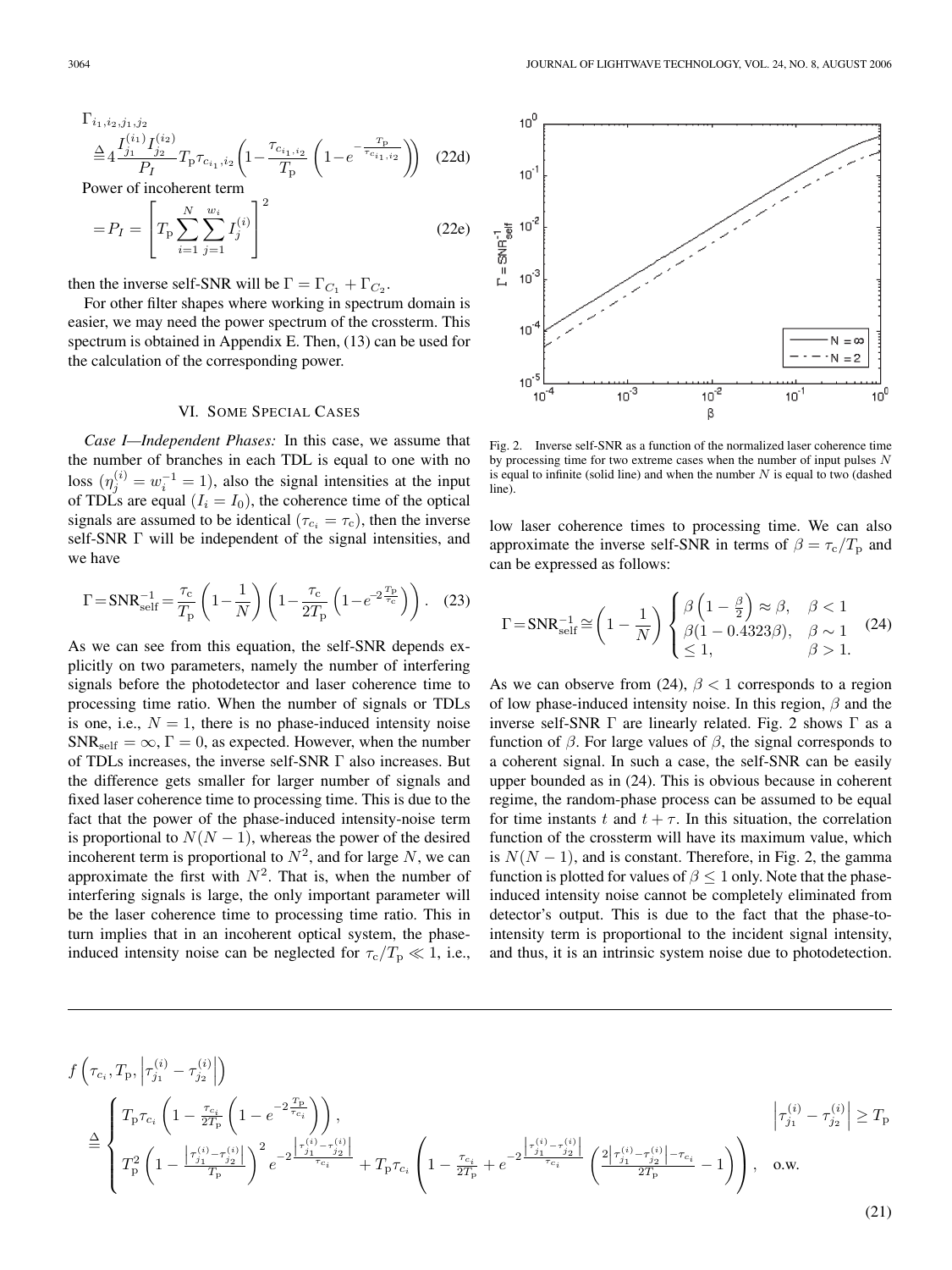$$\Gamma_{i_1,i_2,j_1,j_2} \triangleq 4\frac{I_{j_1}^{(i_1)} I_{j_2}^{(i_2)}}{P_I} T_\mathrm{p} \tau_{c_{i_1,i_2}} \left(1 - \frac{\tau_{c_{i_1,i_2}}}{T_\mathrm{p}} \left(1 - e^{-\frac{T_\mathrm{p}}{\tau_{c_{i_1,i_2}}}}\right)\right) \quad (22d)$$

Power of incoherent term

$$= P_I = \left[T_\mathrm{p} \sum_{i=1}^{N} \sum_{j=1}^{w_i} I_j^{(i)}\right]^2 \quad (22e)$$

then the inverse self-SNR will be $\Gamma = \Gamma_{C_1} + \Gamma_{C_2}$.

For other filter shapes where working in spectrum domain is easier, we may need the power spectrum of the crossterm. This spectrum is obtained in Appendix E. Then, (13) can be used for the calculation of the corresponding power.

## VI. Some Special Cases

*Case I—Independent Phases:* In this case, we assume that the number of branches in each TDL is equal to one with no loss ($\eta_j^{(i)} = w_i^{-1} = 1$), also the signal intensities at the input of TDLs are equal ($I_i = I_0$), the coherence time of the optical signals are assumed to be identical ($\tau_{c_i} = \tau_\mathrm{c}$), then the inverse self-SNR $\Gamma$ will be independent of the signal intensities, and we have

$$\Gamma = \mathrm{SNR}_\mathrm{self}^{-1} = \frac{\tau_\mathrm{c}}{T_\mathrm{p}} \left(1 - \frac{1}{N}\right) \left(1 - \frac{\tau_\mathrm{c}}{2T_\mathrm{p}} \left(1 - e^{-2\frac{T_\mathrm{p}}{\tau_\mathrm{c}}}\right)\right). \quad (23)$$

As we can see from this equation, the self-SNR depends explicitly on two parameters, namely the number of interfering signals before the photodetector and laser coherence time to processing time ratio. When the number of signals or TDLs is one, i.e., $N = 1$, there is no phase-induced intensity noise $\mathrm{SNR}_\mathrm{self} = \infty$, $\Gamma = 0$, as expected. However, when the number of TDLs increases, the inverse self-SNR $\Gamma$ also increases. But the difference gets smaller for larger number of signals and fixed laser coherence time to processing time. This is due to the fact that the power of the phase-induced intensity-noise term is proportional to $N(N-1)$, whereas the power of the desired incoherent term is proportional to $N^2$, and for large $N$, we can approximate the first with $N^2$. That is, when the number of interfering signals is large, the only important parameter will be the laser coherence time to processing time ratio. This in turn implies that in an incoherent optical system, the phase-induced intensity noise can be neglected for $\tau_\mathrm{c}/T_\mathrm{p} \ll 1$, i.e., low laser coherence times to processing time. We can also approximate the inverse self-SNR in terms of $\beta = \tau_\mathrm{c}/T_\mathrm{p}$ and can be expressed as follows:

Fig. 2. Inverse self-SNR as a function of the normalized laser coherence time by processing time for two extreme cases when the number of input pulses $N$ is equal to infinite (solid line) and when the number $N$ is equal to two (dashed line).

$$\Gamma = \mathrm{SNR}_\mathrm{self}^{-1} \cong \left(1 - \frac{1}{N}\right) \begin{cases} \beta\left(1 - \frac{\beta}{2}\right) \approx \beta, & \beta < 1 \\ \beta(1 - 0.4323\beta), & \beta \sim 1 \\ \leq 1, & \beta > 1. \end{cases} \quad (24)$$

As we can observe from (24), $\beta < 1$ corresponds to a region of low phase-induced intensity noise. In this region, $\beta$ and the inverse self-SNR $\Gamma$ are linearly related. Fig. 2 shows $\Gamma$ as a function of $\beta$. For large values of $\beta$, the signal corresponds to a coherent signal. In such a case, the self-SNR can be easily upper bounded as in (24). This is obvious because in coherent regime, the random-phase process can be assumed to be equal for time instants $t$ and $t + \tau$. In this situation, the correlation function of the crossterm will have its maximum value, which is $N(N-1)$, and is constant. Therefore, in Fig. 2, the gamma function is plotted for values of $\beta \leq 1$ only. Note that the phase-induced intensity noise cannot be completely eliminated from detector's output. This is due to the fact that the phase-to-intensity term is proportional to the incident signal intensity, and thus, it is an intrinsic system noise due to photodetection.

$$f\left(\tau_{c_i}, T_\mathrm{p}, \left|\tau_{j_1}^{(i)} - \tau_{j_2}^{(i)}\right|\right) \triangleq \begin{cases} T_\mathrm{p}\tau_{c_i}\left(1 - \frac{\tau_{c_i}}{2T_\mathrm{p}}\left(1 - e^{-2\frac{T_\mathrm{p}}{\tau_{c_i}}}\right)\right), & \left|\tau_{j_1}^{(i)} - \tau_{j_2}^{(i)}\right| \geq T_\mathrm{p} \\ T_\mathrm{p}^2\left(1 - \frac{\left|\tau_{j_1}^{(i)} - \tau_{j_2}^{(i)}\right|}{T_\mathrm{p}}\right)^2 e^{-2\frac{\left|\tau_{j_1}^{(i)} - \tau_{j_2}^{(i)}\right|}{\tau_{c_i}}} + T_\mathrm{p}\tau_{c_i}\left(1 - \frac{\tau_{c_i}}{2T_\mathrm{p}} + e^{-2\frac{\left|\tau_{j_1}^{(i)} - \tau_{j_2}^{(i)}\right|}{\tau_{c_i}}}\left(\frac{2\left|\tau_{j_1}^{(i)} - \tau_{j_2}^{(i)}\right| - \tau_{c_i}}{2T_\mathrm{p}} - 1\right)\right), & \text{o.w.} \end{cases} \quad (21)$$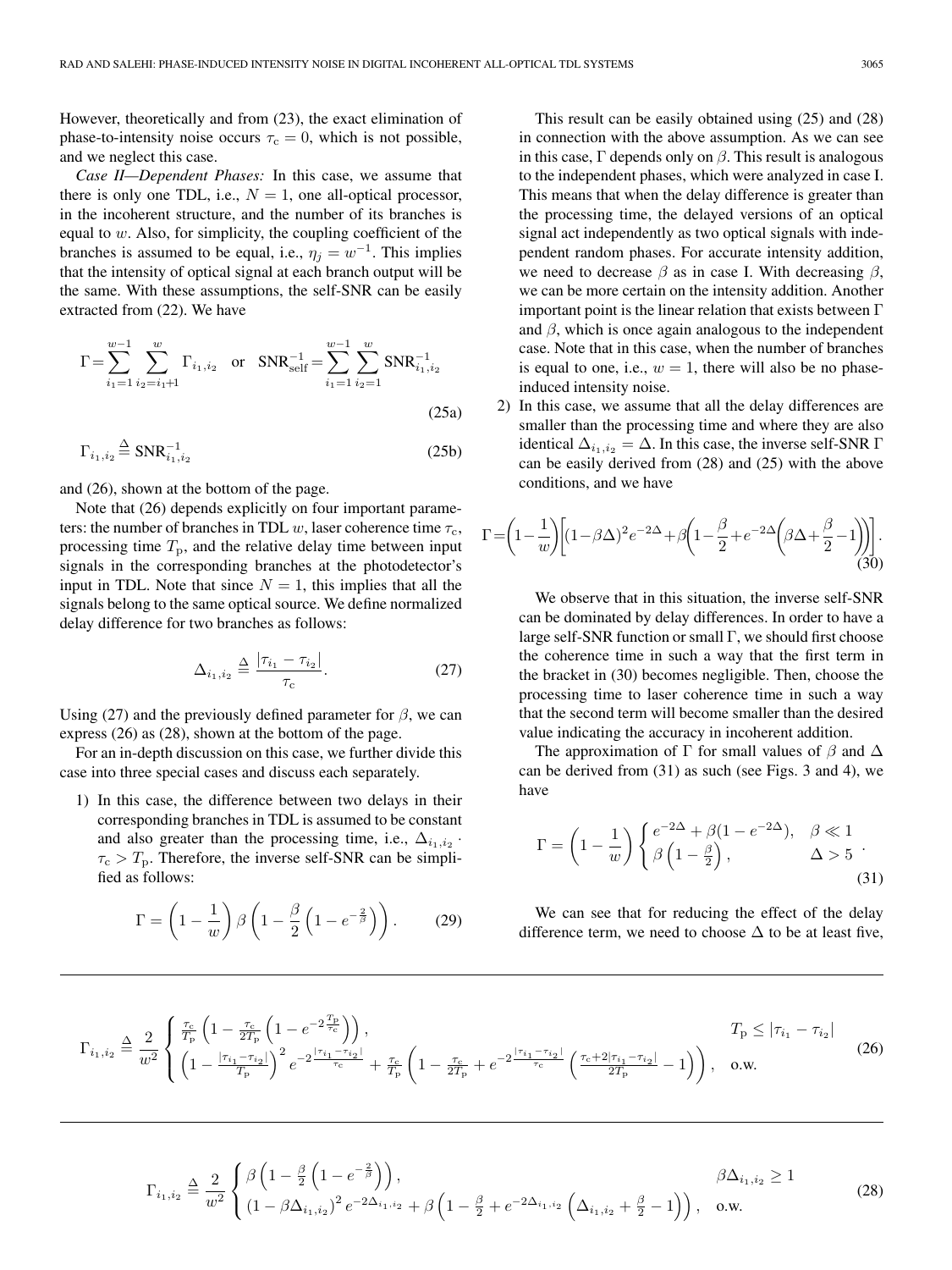However, theoretically and from (23), the exact elimination of phase-to-intensity noise occurs $\tau_c = 0$, which is not possible, and we neglect this case.

*Case II—Dependent Phases:* In this case, we assume that there is only one TDL, i.e., $N = 1$, one all-optical processor, in the incoherent structure, and the number of its branches is equal to $w$. Also, for simplicity, the coupling coefficient of the branches is assumed to be equal, i.e., $\eta_j = w^{-1}$. This implies that the intensity of optical signal at each branch output will be the same. With these assumptions, the self-SNR can be easily extracted from (22). We have

$$\Gamma = \sum_{i_1=1}^{w-1}\sum_{i_2=i_1+1}^{w}\Gamma_{i_1,i_2} \quad \text{or} \quad \text{SNR}_{\text{self}}^{-1} = \sum_{i_1=1}^{w-1}\sum_{i_2=1}^{w}\text{SNR}_{i_1,i_2}^{-1} \tag{25a}$$

$$\Gamma_{i_1,i_2} \triangleq \text{SNR}_{i_1,i_2}^{-1} \tag{25b}$$

and (26), shown at the bottom of the page.

Note that (26) depends explicitly on four important parameters: the number of branches in TDL $w$, laser coherence time $\tau_c$, processing time $T_p$, and the relative delay time between input signals in the corresponding branches at the photodetector's input in TDL. Note that since $N = 1$, this implies that all the signals belong to the same optical source. We define normalized delay difference for two branches as follows:

$$\Delta_{i_1,i_2} \triangleq \frac{|\tau_{i_1} - \tau_{i_2}|}{\tau_c}. \tag{27}$$

Using (27) and the previously defined parameter for $\beta$, we can express (26) as (28), shown at the bottom of the page.

For an in-depth discussion on this case, we further divide this case into three special cases and discuss each separately.

1) In this case, the difference between two delays in their corresponding branches in TDL is assumed to be constant and also greater than the processing time, i.e., $\Delta_{i_1,i_2} \cdot \tau_c > T_p$. Therefore, the inverse self-SNR can be simplified as follows:

$$\Gamma = \left(1 - \frac{1}{w}\right)\beta\left(1 - \frac{\beta}{2}\left(1 - e^{-\frac{2}{\beta}}\right)\right). \tag{29}$$

This result can be easily obtained using (25) and (28) in connection with the above assumption. As we can see in this case, $\Gamma$ depends only on $\beta$. This result is analogous to the independent phases, which were analyzed in case I. This means that when the delay difference is greater than the processing time, the delayed versions of an optical signal act independently as two optical signals with independent random phases. For accurate intensity addition, we need to decrease $\beta$ as in case I. With decreasing $\beta$, we can be more certain on the intensity addition. Another important point is the linear relation that exists between $\Gamma$ and $\beta$, which is once again analogous to the independent case. Note that in this case, when the number of branches is equal to one, i.e., $w = 1$, there will also be no phase-induced intensity noise.

2) In this case, we assume that all the delay differences are smaller than the processing time and where they are also identical $\Delta_{i_1,i_2} = \Delta$. In this case, the inverse self-SNR $\Gamma$ can be easily derived from (28) and (25) with the above conditions, and we have

$$\Gamma = \left(1 - \frac{1}{w}\right)\left[(1 - \beta\Delta)^2 e^{-2\Delta} + \beta\left(1 - \frac{\beta}{2} + e^{-2\Delta}\left(\beta\Delta + \frac{\beta}{2} - 1\right)\right)\right]. \tag{30}$$

We observe that in this situation, the inverse self-SNR can be dominated by delay differences. In order to have a large self-SNR function or small $\Gamma$, we should first choose the coherence time in such a way that the first term in the bracket in (30) becomes negligible. Then, choose the processing time to laser coherence time in such a way that the second term will become smaller than the desired value indicating the accuracy in incoherent addition.

The approximation of $\Gamma$ for small values of $\beta$ and $\Delta$ can be derived from (31) as such (see Figs. 3 and 4), we have

$$\Gamma = \left(1 - \frac{1}{w}\right)\begin{cases} e^{-2\Delta} + \beta(1 - e^{-2\Delta}), & \beta \ll 1 \\ \beta\left(1 - \frac{\beta}{2}\right), & \Delta > 5 \end{cases}. \tag{31}$$

We can see that for reducing the effect of the delay difference term, we need to choose $\Delta$ to be at least five,

$$\Gamma_{i_1,i_2} \triangleq \frac{2}{w^2}\begin{cases} \frac{\tau_c}{T_p}\left(1 - \frac{\tau_c}{2T_p}\left(1 - e^{-2\frac{T_p}{\tau_c}}\right)\right), & T_p \le |\tau_{i_1} - \tau_{i_2}| \\ \left(1 - \frac{|\tau_{i_1} - \tau_{i_2}|}{T_p}\right)^2 e^{-2\frac{|\tau_{i_1} - \tau_{i_2}|}{\tau_c}} + \frac{\tau_c}{T_p}\left(1 - \frac{\tau_c}{2T_p} + e^{-2\frac{|\tau_{i_1} - \tau_{i_2}|}{\tau_c}}\left(\frac{\tau_c + 2|\tau_{i_1} - \tau_{i_2}|}{2T_p} - 1\right)\right), & \text{o.w.} \end{cases} \tag{26}$$

$$\Gamma_{i_1,i_2} \triangleq \frac{2}{w^2}\begin{cases} \beta\left(1 - \frac{\beta}{2}\left(1 - e^{-\frac{2}{\beta}}\right)\right), & \beta\Delta_{i_1,i_2} \ge 1 \\ (1 - \beta\Delta_{i_1,i_2})^2 e^{-2\Delta_{i_1,i_2}} + \beta\left(1 - \frac{\beta}{2} + e^{-2\Delta_{i_1,i_2}}\left(\Delta_{i_1,i_2} + \frac{\beta}{2} - 1\right)\right), & \text{o.w.} \end{cases} \tag{28}$$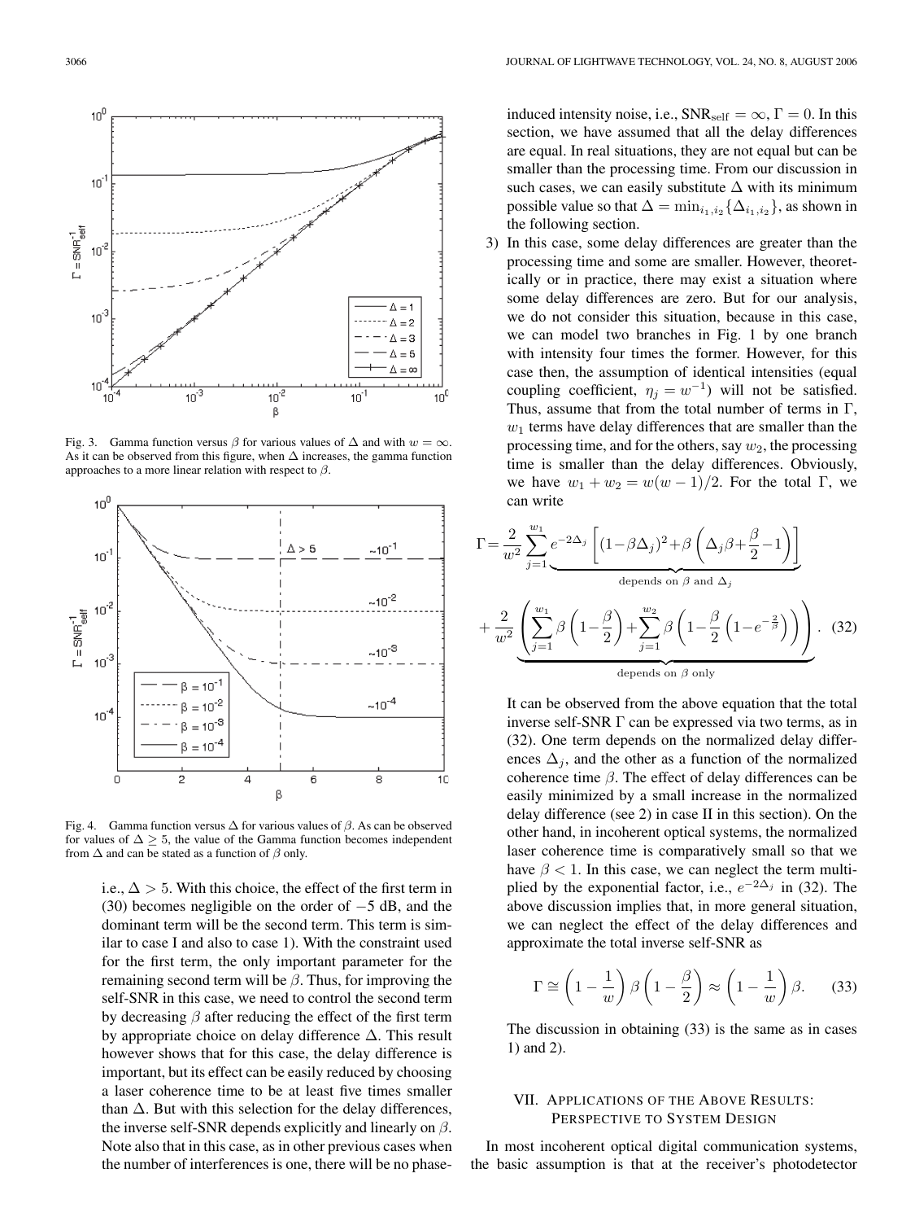Fig. 3. Gamma function versus $\beta$ for various values of $\Delta$ and with $w = \infty$. As it can be observed from this figure, when $\Delta$ increases, the gamma function approaches to a more linear relation with respect to $\beta$.

Fig. 4. Gamma function versus $\Delta$ for various values of $\beta$. As can be observed for values of $\Delta \geq 5$, the value of the Gamma function becomes independent from $\Delta$ and can be stated as a function of $\beta$ only.

i.e., $\Delta > 5$. With this choice, the effect of the first term in (30) becomes negligible on the order of $-5$ dB, and the dominant term will be the second term. This term is similar to case I and also to case 1). With the constraint used for the first term, the only important parameter for the remaining second term will be $\beta$. Thus, for improving the self-SNR in this case, we need to control the second term by decreasing $\beta$ after reducing the effect of the first term by appropriate choice on delay difference $\Delta$. This result however shows that for this case, the delay difference is important, but its effect can be easily reduced by choosing a laser coherence time to be at least five times smaller than $\Delta$. But with this selection for the delay differences, the inverse self-SNR depends explicitly and linearly on $\beta$. Note also that in this case, as in other previous cases when the number of interferences is one, there will be no phase-induced intensity noise, i.e., $\mathrm{SNR}_{\mathrm{self}} = \infty$, $\Gamma = 0$. In this section, we have assumed that all the delay differences are equal. In real situations, they are not equal but can be smaller than the processing time. From our discussion in such cases, we can easily substitute $\Delta$ with its minimum possible value so that $\Delta = \min_{i_1, i_2}\{\Delta_{i_1, i_2}\}$, as shown in the following section.

3) In this case, some delay differences are greater than the processing time and some are smaller. However, theoretically or in practice, there may exist a situation where some delay differences are zero. But for our analysis, we do not consider this situation, because in this case, we can model two branches in Fig. 1 by one branch with intensity four times the former. However, for this case then, the assumption of identical intensities (equal coupling coefficient, $\eta_j = w^{-1}$) will not be satisfied. Thus, assume that from the total number of terms in $\Gamma$, $w_1$ terms have delay differences that are smaller than the processing time, and for the others, say $w_2$, the processing time is smaller than the delay differences. Obviously, we have $w_1 + w_2 = w(w-1)/2$. For the total $\Gamma$, we can write

$$\Gamma = \frac{2}{w^2}\sum_{j=1}^{w_1} \underbrace{e^{-2\Delta_j}\left[(1-\beta\Delta_j)^2 + \beta\left(\Delta_j\beta + \frac{\beta}{2} - 1\right)\right]}_{\text{depends on } \beta \text{ and } \Delta_j} + \underbrace{\frac{2}{w^2}\left(\sum_{j=1}^{w_1}\beta\left(1-\frac{\beta}{2}\right) + \sum_{j=1}^{w_2}\beta\left(1-\frac{\beta}{2}\left(1-e^{-\frac{2}{\beta}}\right)\right)\right)}_{\text{depends on } \beta \text{ only}}. \quad (32)$$

It can be observed from the above equation that the total inverse self-SNR $\Gamma$ can be expressed via two terms, as in (32). One term depends on the normalized delay differences $\Delta_j$, and the other as a function of the normalized coherence time $\beta$. The effect of delay differences can be easily minimized by a small increase in the normalized delay difference (see 2) in case II in this section). On the other hand, in incoherent optical systems, the normalized laser coherence time is comparatively small so that we have $\beta < 1$. In this case, we can neglect the term multiplied by the exponential factor, i.e., $e^{-2\Delta_j}$ in (32). The above discussion implies that, in more general situation, we can neglect the effect of the delay differences and approximate the total inverse self-SNR as

$$\Gamma \cong \left(1 - \frac{1}{w}\right)\beta\left(1 - \frac{\beta}{2}\right) \approx \left(1 - \frac{1}{w}\right)\beta. \quad (33)$$

The discussion in obtaining (33) is the same as in cases 1) and 2).

## VII. Applications of the Above Results: Perspective to System Design

In most incoherent optical digital communication systems, the basic assumption is that at the receiver's photodetector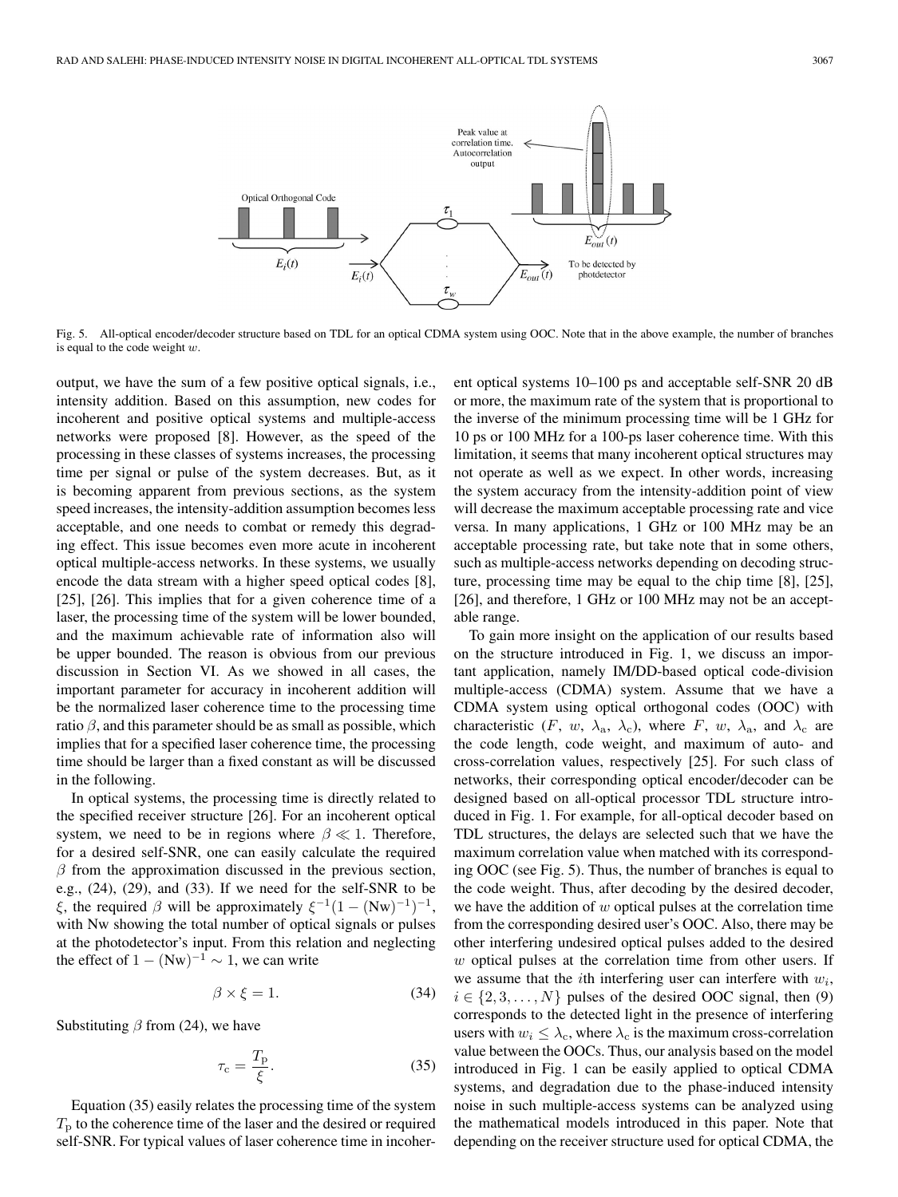Fig. 5. All-optical encoder/decoder structure based on TDL for an optical CDMA system using OOC. Note that in the above example, the number of branches is equal to the code weight $w$.

output, we have the sum of a few positive optical signals, i.e., intensity addition. Based on this assumption, new codes for incoherent and positive optical systems and multiple-access networks were proposed [8]. However, as the speed of the processing in these classes of systems increases, the processing time per signal or pulse of the system decreases. But, as it is becoming apparent from previous sections, as the system speed increases, the intensity-addition assumption becomes less acceptable, and one needs to combat or remedy this degrading effect. This issue becomes even more acute in incoherent optical multiple-access networks. In these systems, we usually encode the data stream with a higher speed optical codes [8], [25], [26]. This implies that for a given coherence time of a laser, the processing time of the system will be lower bounded, and the maximum achievable rate of information also will be upper bounded. The reason is obvious from our previous discussion in Section VI. As we showed in all cases, the important parameter for accuracy in incoherent addition will be the normalized laser coherence time to the processing time ratio $\beta$, and this parameter should be as small as possible, which implies that for a specified laser coherence time, the processing time should be larger than a fixed constant as will be discussed in the following.

In optical systems, the processing time is directly related to the specified receiver structure [26]. For an incoherent optical system, we need to be in regions where $\beta \ll 1$. Therefore, for a desired self-SNR, one can easily calculate the required $\beta$ from the approximation discussed in the previous section, e.g., (24), (29), and (33). If we need for the self-SNR to be $\xi$, the required $\beta$ will be approximately $\xi^{-1}(1-(\mathrm{Nw})^{-1})^{-1}$, with Nw showing the total number of optical signals or pulses at the photodetector's input. From this relation and neglecting the effect of $1-(\mathrm{Nw})^{-1} \sim 1$, we can write

$$\beta \times \xi = 1. \tag{34}$$

Substituting $\beta$ from (24), we have

$$\tau_{\mathrm{c}} = \frac{T_{\mathrm{p}}}{\xi}. \tag{35}$$

Equation (35) easily relates the processing time of the system $T_{\mathrm{p}}$ to the coherence time of the laser and the desired or required self-SNR. For typical values of laser coherence time in incoherent optical systems 10–100 ps and acceptable self-SNR 20 dB or more, the maximum rate of the system that is proportional to the inverse of the minimum processing time will be 1 GHz for 10 ps or 100 MHz for a 100-ps laser coherence time. With this limitation, it seems that many incoherent optical structures may not operate as well as we expect. In other words, increasing the system accuracy from the intensity-addition point of view will decrease the maximum acceptable processing rate and vice versa. In many applications, 1 GHz or 100 MHz may be an acceptable processing rate, but take note that in some others, such as multiple-access networks depending on decoding structure, processing time may be equal to the chip time [8], [25], [26], and therefore, 1 GHz or 100 MHz may not be an acceptable range.

To gain more insight on the application of our results based on the structure introduced in Fig. 1, we discuss an important application, namely IM/DD-based optical code-division multiple-access (CDMA) system. Assume that we have a CDMA system using optical orthogonal codes (OOC) with characteristic ($F$, $w$, $\lambda_{\mathrm{a}}$, $\lambda_{\mathrm{c}}$), where $F$, $w$, $\lambda_{\mathrm{a}}$, and $\lambda_{\mathrm{c}}$ are the code length, code weight, and maximum of auto- and cross-correlation values, respectively [25]. For such class of networks, their corresponding optical encoder/decoder can be designed based on all-optical processor TDL structure introduced in Fig. 1. For example, for all-optical decoder based on TDL structures, the delays are selected such that we have the maximum correlation value when matched with its corresponding OOC (see Fig. 5). Thus, the number of branches is equal to the code weight. Thus, after decoding by the desired decoder, we have the addition of $w$ optical pulses at the correlation time from the corresponding desired user's OOC. Also, there may be other interfering undesired optical pulses added to the desired $w$ optical pulses at the correlation time from other users. If we assume that the $i$th interfering user can interfere with $w_i$, $i \in \{2, 3, \ldots, N\}$ pulses of the desired OOC signal, then (9) corresponds to the detected light in the presence of interfering users with $w_i \leq \lambda_{\mathrm{c}}$, where $\lambda_{\mathrm{c}}$ is the maximum cross-correlation value between the OOCs. Thus, our analysis based on the model introduced in Fig. 1 can be easily applied to optical CDMA systems, and degradation due to the phase-induced intensity noise in such multiple-access systems can be analyzed using the mathematical models introduced in this paper. Note that depending on the receiver structure used for optical CDMA, the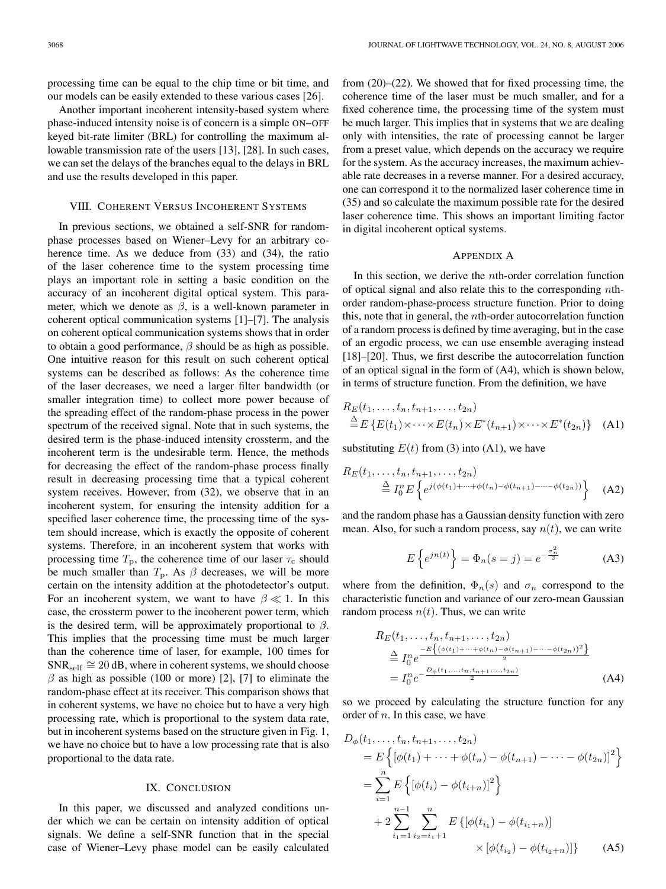processing time can be equal to the chip time or bit time, and our models can be easily extended to these various cases [26].

Another important incoherent intensity-based system where phase-induced intensity noise is of concern is a simple ON–OFF keyed bit-rate limiter (BRL) for controlling the maximum allowable transmission rate of the users [13], [28]. In such cases, we can set the delays of the branches equal to the delays in BRL and use the results developed in this paper.

## VIII. Coherent Versus Incoherent Systems

In previous sections, we obtained a self-SNR for random-phase processes based on Wiener–Levy for an arbitrary coherence time. As we deduce from (33) and (34), the ratio of the laser coherence time to the system processing time plays an important role in setting a basic condition on the accuracy of an incoherent digital optical system. This parameter, which we denote as $\beta$, is a well-known parameter in coherent optical communication systems [1]–[7]. The analysis on coherent optical communication systems shows that in order to obtain a good performance, $\beta$ should be as high as possible. One intuitive reason for this result on such coherent optical systems can be described as follows: As the coherence time of the laser decreases, we need a larger filter bandwidth (or smaller integration time) to collect more power because of the spreading effect of the random-phase process in the power spectrum of the received signal. Note that in such systems, the desired term is the phase-induced intensity crossterm, and the incoherent term is the undesirable term. Hence, the methods for decreasing the effect of the random-phase process finally result in decreasing processing time that a typical coherent system receives. However, from (32), we observe that in an incoherent system, for ensuring the intensity addition for a specified laser coherence time, the processing time of the system should increase, which is exactly the opposite of coherent systems. Therefore, in an incoherent system that works with processing time $T_\mathrm{p}$, the coherence time of our laser $\tau_\mathrm{c}$ should be much smaller than $T_\mathrm{p}$. As $\beta$ decreases, we will be more certain on the intensity addition at the photodetector's output. For an incoherent system, we want to have $\beta \ll 1$. In this case, the crossterm power to the incoherent power term, which is the desired term, will be approximately proportional to $\beta$. This implies that the processing time must be much larger than the coherence time of laser, for example, 100 times for $\mathrm{SNR}_\mathrm{self} \cong 20$ dB, where in coherent systems, we should choose $\beta$ as high as possible (100 or more) [2], [7] to eliminate the random-phase effect at its receiver. This comparison shows that in coherent systems, we have no choice but to have a very high processing rate, which is proportional to the system data rate, but in incoherent systems based on the structure given in Fig. 1, we have no choice but to have a low processing rate that is also proportional to the data rate.

## IX. Conclusion

In this paper, we discussed and analyzed conditions under which we can be certain on intensity addition of optical signals. We define a self-SNR function that in the special case of Wiener–Levy phase model can be easily calculated from (20)–(22). We showed that for fixed processing time, the coherence time of the laser must be much smaller, and for a fixed coherence time, the processing time of the system must be much larger. This implies that in systems that we are dealing only with intensities, the rate of processing cannot be larger from a preset value, which depends on the accuracy we require for the system. As the accuracy increases, the maximum achievable rate decreases in a reverse manner. For a desired accuracy, one can correspond it to the normalized laser coherence time in (35) and so calculate the maximum possible rate for the desired laser coherence time. This shows an important limiting factor in digital incoherent optical systems.

## Appendix A

In this section, we derive the $n$th-order correlation function of optical signal and also relate this to the corresponding $n$th-order random-phase-process structure function. Prior to doing this, note that in general, the $n$th-order autocorrelation function of a random process is defined by time averaging, but in the case of an ergodic process, we can use ensemble averaging instead [18]–[20]. Thus, we first describe the autocorrelation function of an optical signal in the form of (A4), which is shown below, in terms of structure function. From the definition, we have

$$
\begin{aligned}
&R_E(t_1, \ldots, t_n, t_{n+1}, \ldots, t_{2n}) \\
&\quad \triangleq E\left\{E(t_1) \times \cdots \times E(t_n) \times E^*(t_{n+1}) \times \cdots \times E^*(t_{2n})\right\} \quad \text{(A1)}
\end{aligned}
$$

substituting $E(t)$ from (3) into (A1), we have

$$
\begin{aligned}
&R_E(t_1, \ldots, t_n, t_{n+1}, \ldots, t_{2n}) \\
&\quad \triangleq I_0^n E\left\{ e^{j(\phi(t_1) + \cdots + \phi(t_n) - \phi(t_{n+1}) - \cdots - \phi(t_{2n}))} \right\} \quad \text{(A2)}
\end{aligned}
$$

and the random phase has a Gaussian density function with zero mean. Also, for such a random process, say $n(t)$, we can write

$$
E\left\{ e^{jn(t)} \right\} = \Phi_n(s = j) = e^{-\frac{\sigma_n^2}{2}} \quad \text{(A3)}
$$

where from the definition, $\Phi_n(s)$ and $\sigma_n$ correspond to the characteristic function and variance of our zero-mean Gaussian random process $n(t)$. Thus, we can write

$$
\begin{aligned}
&R_E(t_1, \ldots, t_n, t_{n+1}, \ldots, t_{2n}) \\
&\quad \triangleq I_0^n e^{\frac{-E\left\{(\phi(t_1) + \cdots + \phi(t_n) - \phi(t_{n+1}) - \cdots - \phi(t_{2n}))^2\right\}}{2}} \\
&\quad = I_0^n e^{-\frac{D_\phi(t_1, \ldots, t_n, t_{n+1}, \ldots, t_{2n})}{2}} \quad \text{(A4)}
\end{aligned}
$$

so we proceed by calculating the structure function for any order of $n$. In this case, we have

$$
\begin{aligned}
&D_\phi(t_1, \ldots, t_n, t_{n+1}, \ldots, t_{2n}) \\
&\quad = E\left\{ \left[\phi(t_1) + \cdots + \phi(t_n) - \phi(t_{n+1}) - \cdots - \phi(t_{2n})\right]^2 \right\} \\
&\quad = \sum_{i=1}^{n} E\left\{ \left[\phi(t_i) - \phi(t_{i+n})\right]^2 \right\} \\
&\qquad + 2 \sum_{i_1=1}^{n-1} \sum_{i_2=i_1+1}^{n} E\left\{ \left[\phi(t_{i_1}) - \phi(t_{i_1+n})\right] \right. \\
&\qquad\qquad \left. \times \left[\phi(t_{i_2}) - \phi(t_{i_2+n})\right] \right\} \quad \text{(A5)}
\end{aligned}
$$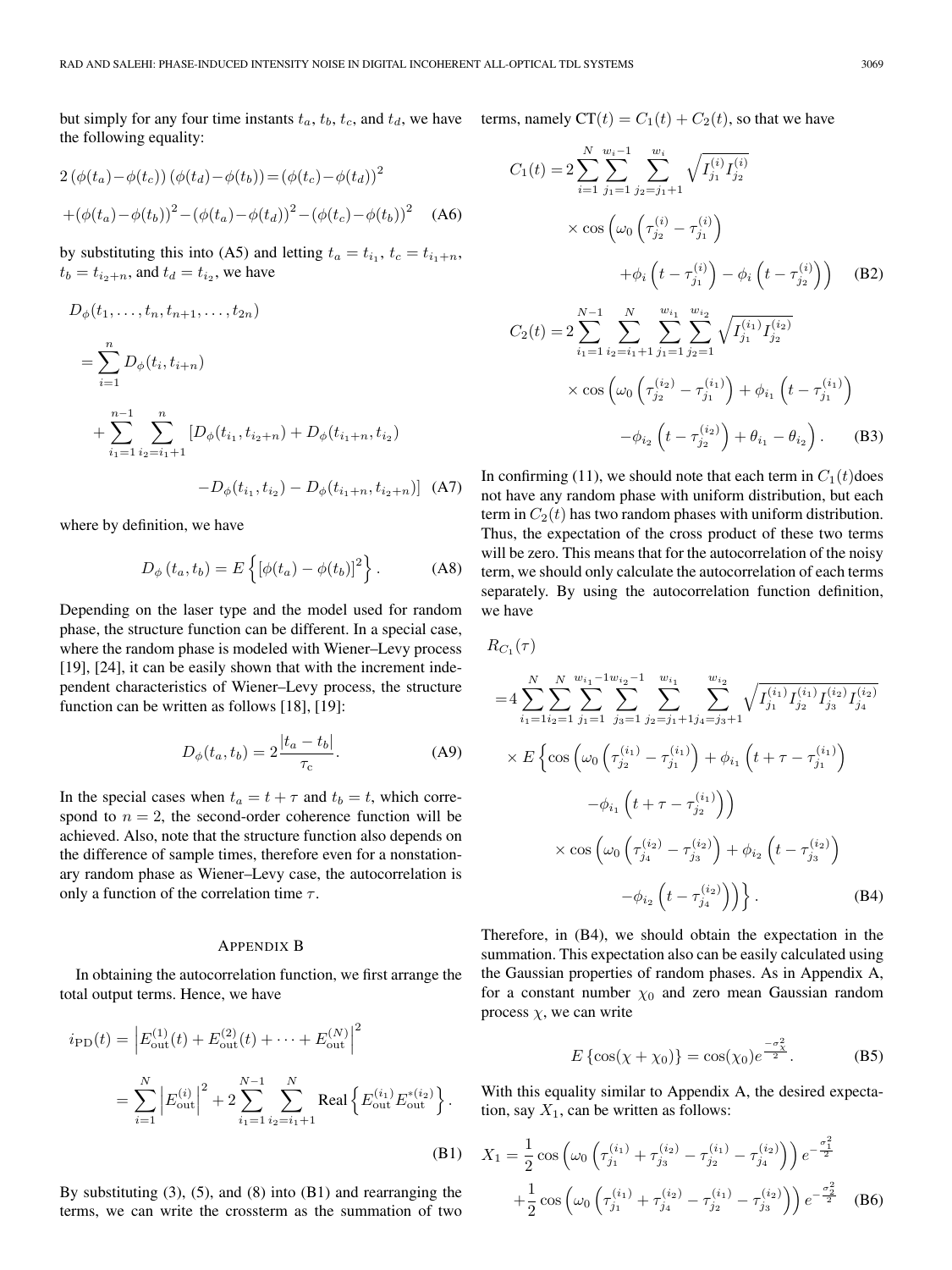but simply for any four time instants $t_a$, $t_b$, $t_c$, and $t_d$, we have the following equality:

$$2\left(\phi(t_a)-\phi(t_c)\right)\left(\phi(t_d)-\phi(t_b)\right)=\left(\phi(t_c)-\phi(t_d)\right)^2 +\left(\phi(t_a)-\phi(t_b)\right)^2-\left(\phi(t_a)-\phi(t_d)\right)^2-\left(\phi(t_c)-\phi(t_b)\right)^2 \quad \text{(A6)}$$

by substituting this into (A5) and letting $t_a = t_{i_1}$, $t_c = t_{i_1+n}$, $t_b = t_{i_2+n}$, and $t_d = t_{i_2}$, we have

$$\begin{aligned} D_\phi(t_1,\ldots,t_n,t_{n+1},\ldots,t_{2n}) &= \sum_{i=1}^{n} D_\phi(t_i,t_{i+n}) \\ &+ \sum_{i_1=1}^{n-1}\sum_{i_2=i_1+1}^{n}\left[D_\phi(t_{i_1},t_{i_2+n})+D_\phi(t_{i_1+n},t_{i_2})\right. \\ &\left. -D_\phi(t_{i_1},t_{i_2})-D_\phi(t_{i_1+n},t_{i_2+n})\right] \end{aligned} \quad \text{(A7)}$$

where by definition, we have

$$D_\phi\left(t_a,t_b\right) = E\left\{\left[\phi(t_a)-\phi(t_b)\right]^2\right\}. \quad \text{(A8)}$$

Depending on the laser type and the model used for random phase, the structure function can be different. In a special case, where the random phase is modeled with Wiener–Levy process [19], [24], it can be easily shown that with the increment independent characteristics of Wiener–Levy process, the structure function can be written as follows [18], [19]:

$$D_\phi(t_a,t_b) = 2\frac{|t_a-t_b|}{\tau_c}. \quad \text{(A9)}$$

In the special cases when $t_a = t+\tau$ and $t_b = t$, which correspond to $n=2$, the second-order coherence function will be achieved. Also, note that the structure function also depends on the difference of sample times, therefore even for a nonstationary random phase as Wiener–Levy case, the autocorrelation is only a function of the correlation time $\tau$.

## Appendix B

In obtaining the autocorrelation function, we first arrange the total output terms. Hence, we have

$$\begin{aligned} i_{\text{PD}}(t) &= \left|E_{\text{out}}^{(1)}(t)+E_{\text{out}}^{(2)}(t)+\cdots+E_{\text{out}}^{(N)}\right|^2 \\ &= \sum_{i=1}^{N}\left|E_{\text{out}}^{(i)}\right|^2 + 2\sum_{i_1=1}^{N-1}\sum_{i_2=i_1+1}^{N}\text{Real}\left\{E_{\text{out}}^{(i_1)}E_{\text{out}}^{*(i_2)}\right\}. \end{aligned} \quad \text{(B1)}$$

By substituting (3), (5), and (8) into (B1) and rearranging the terms, we can write the crossterm as the summation of two terms, namely $\text{CT}(t) = C_1(t)+C_2(t)$, so that we have

$$\begin{aligned} C_1(t) = 2\sum_{i=1}^{N}\sum_{j_1=1}^{w_i-1}\sum_{j_2=j_1+1}^{w_i}\sqrt{I_{j_1}^{(i)}I_{j_2}^{(i)}} &\times\cos\left(\omega_0\left(\tau_{j_2}^{(i)}-\tau_{j_1}^{(i)}\right)\right. \\ &\left.+\phi_i\left(t-\tau_{j_1}^{(i)}\right)-\phi_i\left(t-\tau_{j_2}^{(i)}\right)\right) \end{aligned} \quad \text{(B2)}$$

$$\begin{aligned} C_2(t) = 2\sum_{i_1=1}^{N-1}\sum_{i_2=i_1+1}^{N}\sum_{j_1=1}^{w_{i_1}}\sum_{j_2=1}^{w_{i_2}}\sqrt{I_{j_1}^{(i_1)}I_{j_2}^{(i_2)}} &\times\cos\left(\omega_0\left(\tau_{j_2}^{(i_2)}-\tau_{j_1}^{(i_1)}\right)+\phi_{i_1}\left(t-\tau_{j_1}^{(i_1)}\right)\right. \\ &\left.-\phi_{i_2}\left(t-\tau_{j_2}^{(i_2)}\right)+\theta_{i_1}-\theta_{i_2}\right). \end{aligned} \quad \text{(B3)}$$

In confirming (11), we should note that each term in $C_1(t)$does not have any random phase with uniform distribution, but each term in $C_2(t)$ has two random phases with uniform distribution. Thus, the expectation of the cross product of these two terms will be zero. This means that for the autocorrelation of the noisy term, we should only calculate the autocorrelation of each terms separately. By using the autocorrelation function definition, we have

$$\begin{aligned} R_{C_1}(\tau) &= 4\sum_{i_1=1}^{N}\sum_{i_2=1}^{N}\sum_{j_1=1}^{w_{i_1}-1}\sum_{j_3=1}^{w_{i_2}-1}\sum_{j_2=j_1+1}^{w_{i_1}}\sum_{j_4=j_3+1}^{w_{i_2}}\sqrt{I_{j_1}^{(i_1)}I_{j_2}^{(i_1)}I_{j_3}^{(i_2)}I_{j_4}^{(i_2)}} \\ &\times E\left\{\cos\left(\omega_0\left(\tau_{j_2}^{(i_1)}-\tau_{j_1}^{(i_1)}\right)+\phi_{i_1}\left(t+\tau-\tau_{j_1}^{(i_1)}\right)\right.\right. \\ &\left.-\phi_{i_1}\left(t+\tau-\tau_{j_2}^{(i_1)}\right)\right) \\ &\times\cos\left(\omega_0\left(\tau_{j_4}^{(i_2)}-\tau_{j_3}^{(i_2)}\right)+\phi_{i_2}\left(t-\tau_{j_3}^{(i_2)}\right)\right. \\ &\left.\left.-\phi_{i_2}\left(t-\tau_{j_4}^{(i_2)}\right)\right)\right\}. \end{aligned} \quad \text{(B4)}$$

Therefore, in (B4), we should obtain the expectation in the summation. This expectation also can be easily calculated using the Gaussian properties of random phases. As in Appendix A, for a constant number $\chi_0$ and zero mean Gaussian random process $\chi$, we can write

$$E\left\{\cos(\chi+\chi_0)\right\} = \cos(\chi_0)e^{\frac{-\sigma_\chi^2}{2}}. \quad \text{(B5)}$$

With this equality similar to Appendix A, the desired expectation, say $X_1$, can be written as follows:

$$\begin{aligned} X_1 &= \frac{1}{2}\cos\left(\omega_0\left(\tau_{j_1}^{(i_1)}+\tau_{j_3}^{(i_2)}-\tau_{j_2}^{(i_1)}-\tau_{j_4}^{(i_2)}\right)\right)e^{-\frac{\sigma_1^2}{2}} \\ &+\frac{1}{2}\cos\left(\omega_0\left(\tau_{j_1}^{(i_1)}+\tau_{j_4}^{(i_2)}-\tau_{j_2}^{(i_1)}-\tau_{j_3}^{(i_2)}\right)\right)e^{-\frac{\sigma_2^2}{2}} \end{aligned} \quad \text{(B6)}$$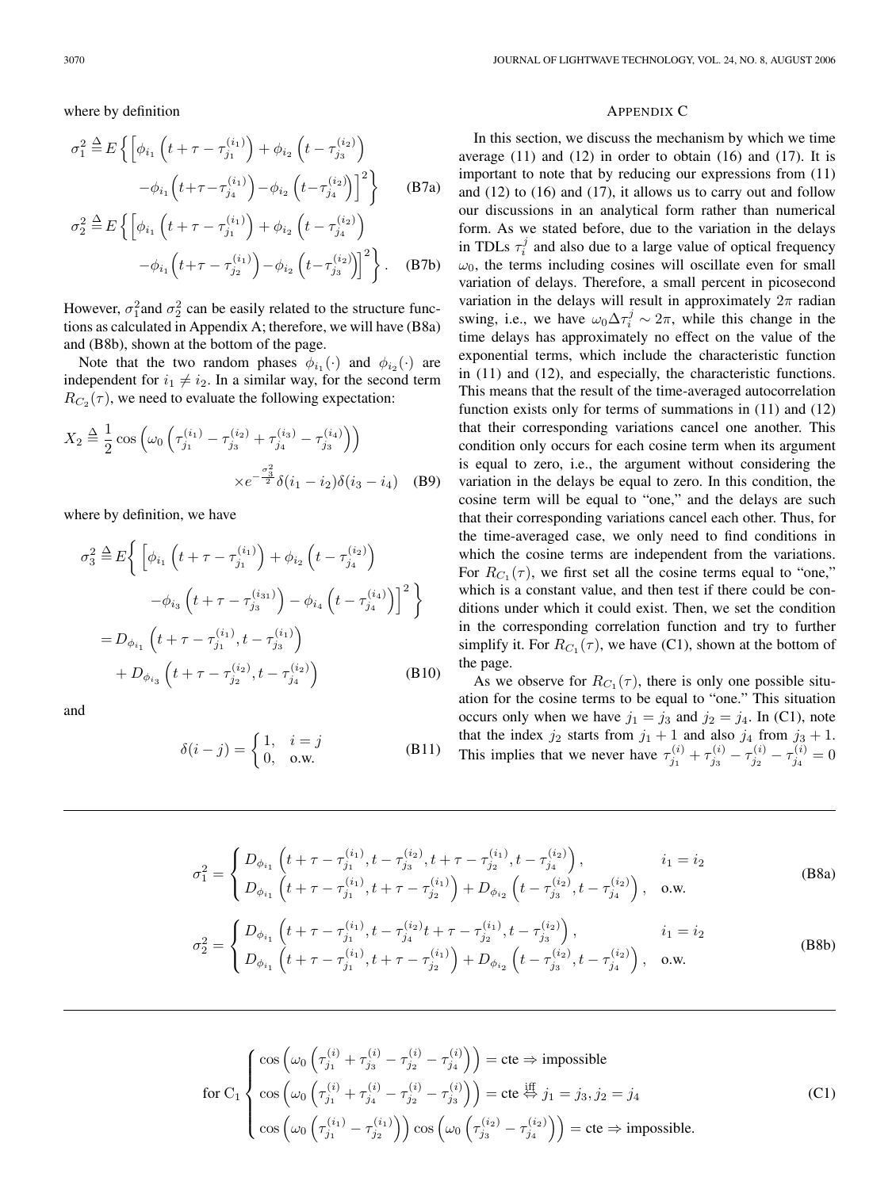where by definition

$$\sigma_1^2 \triangleq E\left\{\left[\phi_{i_1}\left(t+\tau-\tau_{j_1}^{(i_1)}\right)+\phi_{i_2}\left(t-\tau_{j_3}^{(i_2)}\right)\right.\right.$$
$$\left.\left.-\phi_{i_1}\left(t+\tau-\tau_{j_4}^{(i_1)}\right)-\phi_{i_2}\left(t-\tau_{j_4}^{(i_2)}\right)\right]^2\right\} \quad \text{(B7a)}$$

$$\sigma_2^2 \triangleq E\left\{\left[\phi_{i_1}\left(t+\tau-\tau_{j_1}^{(i_1)}\right)+\phi_{i_2}\left(t-\tau_{j_4}^{(i_2)}\right)\right.\right.$$
$$\left.\left.-\phi_{i_1}\left(t+\tau-\tau_{j_2}^{(i_1)}\right)-\phi_{i_2}\left(t-\tau_{j_3}^{(i_2)}\right)\right]^2\right\}. \quad \text{(B7b)}$$

However, $\sigma_1^2$ and $\sigma_2^2$ can be easily related to the structure functions as calculated in Appendix A; therefore, we will have (B8a) and (B8b), shown at the bottom of the page.

Note that the two random phases $\phi_{i_1}(\cdot)$ and $\phi_{i_2}(\cdot)$ are independent for $i_1 \neq i_2$. In a similar way, for the second term $R_{C_2}(\tau)$, we need to evaluate the following expectation:

$$X_2 \triangleq \frac{1}{2}\cos\left(\omega_0\left(\tau_{j_1}^{(i_1)}-\tau_{j_3}^{(i_2)}+\tau_{j_4}^{(i_3)}-\tau_{j_3}^{(i_4)}\right)\right)$$
$$\times e^{-\frac{\sigma_3^2}{2}}\delta(i_1-i_2)\delta(i_3-i_4) \quad \text{(B9)}$$

where by definition, we have

$$\sigma_3^2 \triangleq E\left\{\left[\phi_{i_1}\left(t+\tau-\tau_{j_1}^{(i_1)}\right)+\phi_{i_2}\left(t-\tau_{j_4}^{(i_2)}\right)\right.\right.$$
$$\left.\left.-\phi_{i_3}\left(t+\tau-\tau_{j_3}^{(i_{31})}\right)-\phi_{i_4}\left(t-\tau_{j_4}^{(i_4)}\right)\right]^2\right\}$$
$$=D_{\phi_{i_1}}\left(t+\tau-\tau_{j_1}^{(i_1)},t-\tau_{j_3}^{(i_1)}\right)$$
$$+D_{\phi_{i_3}}\left(t+\tau-\tau_{j_2}^{(i_2)},t-\tau_{j_4}^{(i_2)}\right) \quad \text{(B10)}$$

and

$$\delta(i-j)=\begin{cases}1, & i=j\\ 0, & \text{o.w.}\end{cases} \quad \text{(B11)}$$

$$\sigma_1^2=\begin{cases}D_{\phi_{i_1}}\left(t+\tau-\tau_{j_1}^{(i_1)},t-\tau_{j_3}^{(i_2)},t+\tau-\tau_{j_2}^{(i_1)},t-\tau_{j_4}^{(i_2)}\right), & i_1=i_2\\ D_{\phi_{i_1}}\left(t+\tau-\tau_{j_1}^{(i_1)},t+\tau-\tau_{j_2}^{(i_1)}\right)+D_{\phi_{i_2}}\left(t-\tau_{j_3}^{(i_2)},t-\tau_{j_4}^{(i_2)}\right), & \text{o.w.}\end{cases} \quad \text{(B8a)}$$

$$\sigma_2^2=\begin{cases}D_{\phi_{i_1}}\left(t+\tau-\tau_{j_1}^{(i_1)},t-\tau_{j_4}^{(i_2)}t+\tau-\tau_{j_2}^{(i_1)},t-\tau_{j_3}^{(i_2)}\right), & i_1=i_2\\ D_{\phi_{i_1}}\left(t+\tau-\tau_{j_1}^{(i_1)},t+\tau-\tau_{j_2}^{(i_1)}\right)+D_{\phi_{i_2}}\left(t-\tau_{j_3}^{(i_2)},t-\tau_{j_4}^{(i_2)}\right), & \text{o.w.}\end{cases} \quad \text{(B8b)}$$

## Appendix C

In this section, we discuss the mechanism by which we time average (11) and (12) in order to obtain (16) and (17). It is important to note that by reducing our expressions from (11) and (12) to (16) and (17), it allows us to carry out and follow our discussions in an analytical form rather than numerical form. As we stated before, due to the variation in the delays in TDLs $\tau_i^j$ and also due to a large value of optical frequency $\omega_0$, the terms including cosines will oscillate even for small variation of delays. Therefore, a small percent in picosecond variation in the delays will result in approximately $2\pi$ radian swing, i.e., we have $\omega_0\Delta\tau_i^j \sim 2\pi$, while this change in the time delays has approximately no effect on the value of the exponential terms, which include the characteristic function in (11) and (12), and especially, the characteristic functions. This means that the result of the time-averaged autocorrelation function exists only for terms of summations in (11) and (12) that their corresponding variations cancel one another. This condition only occurs for each cosine term when its argument is equal to zero, i.e., the argument without considering the variation in the delays be equal to zero. In this condition, the cosine term will be equal to "one," and the delays are such that their corresponding variations cancel each other. Thus, for the time-averaged case, we only need to find conditions in which the cosine terms are independent from the variations. For $R_{C_1}(\tau)$, we first set all the cosine terms equal to "one," which is a constant value, and then test if there could be conditions under which it could exist. Then, we set the condition in the corresponding correlation function and try to further simplify it. For $R_{C_1}(\tau)$, we have (C1), shown at the bottom of the page.

As we observe for $R_{C_1}(\tau)$, there is only one possible situation for the cosine terms to be equal to "one." This situation occurs only when we have $j_1 = j_3$ and $j_2 = j_4$. In (C1), note that the index $j_2$ starts from $j_1 + 1$ and also $j_4$ from $j_3 + 1$. This implies that we never have $\tau_{j_1}^{(i)}+\tau_{j_3}^{(i)}-\tau_{j_2}^{(i)}-\tau_{j_4}^{(i)}=0$

$$\text{for C}_1\begin{cases}\cos\left(\omega_0\left(\tau_{j_1}^{(i)}+\tau_{j_3}^{(i)}-\tau_{j_2}^{(i)}-\tau_{j_4}^{(i)}\right)\right)=\text{cte}\Rightarrow\text{impossible}\\ \cos\left(\omega_0\left(\tau_{j_1}^{(i)}+\tau_{j_4}^{(i)}-\tau_{j_2}^{(i)}-\tau_{j_3}^{(i)}\right)\right)=\text{cte}\overset{\text{iff}}{\Leftrightarrow}j_1=j_3,j_2=j_4\\ \cos\left(\omega_0\left(\tau_{j_1}^{(i_1)}-\tau_{j_2}^{(i_1)}\right)\right)\cos\left(\omega_0\left(\tau_{j_3}^{(i_2)}-\tau_{j_4}^{(i_2)}\right)\right)=\text{cte}\Rightarrow\text{impossible.}\end{cases} \quad \text{(C1)}$$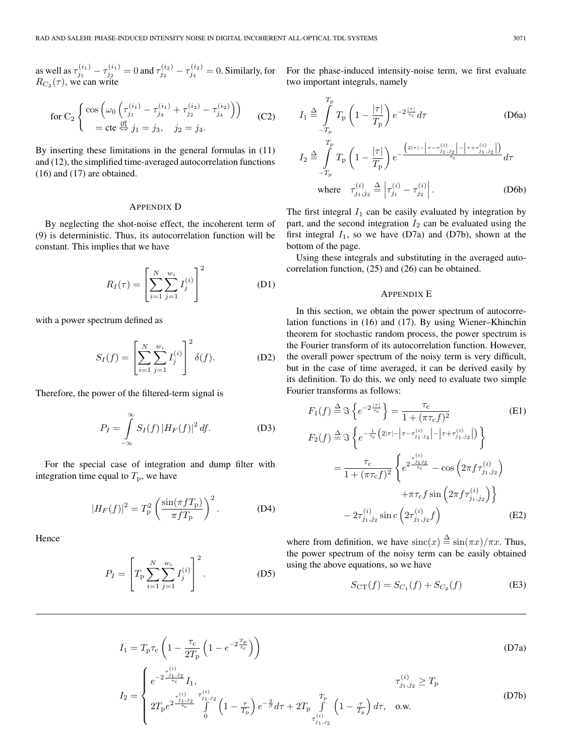as well as $\tau_{j_1}^{(i_1)} - \tau_{j_2}^{(i_1)} = 0$ and $\tau_{j_2}^{(i_2)} - \tau_{j_4}^{(i_2)} = 0$. Similarly, for $R_{C_2}(\tau)$, we can write

$$\text{for C}_2 \begin{cases} \cos\left(\omega_0\left(\tau_{j_1}^{(i_1)} - \tau_{j_3}^{(i_1)} + \tau_{j_2}^{(i_2)} - \tau_{j_4}^{(i_2)}\right)\right) \\ \quad = \text{cte} \overset{\text{iff}}{\Leftrightarrow} j_1 = j_3, \quad j_2 = j_4. \end{cases} \tag{C2}$$

By inserting these limitations in the general formulas in (11) and (12), the simplified time-averaged autocorrelation functions (16) and (17) are obtained.

## Appendix D

By neglecting the shot-noise effect, the incoherent term of (9) is deterministic. Thus, its autocorrelation function will be constant. This implies that we have

$$R_I(\tau) = \left[\sum_{i=1}^{N}\sum_{j=1}^{w_i} I_j^{(i)}\right]^2 \tag{D1}$$

with a power spectrum defined as

$$S_I(f) = \left[\sum_{i=1}^{N}\sum_{j=1}^{w_i} I_j^{(i)}\right]^2 \delta(f). \tag{D2}$$

Therefore, the power of the filtered-term signal is

$$P_I = \int_{-\infty}^{\infty} S_I(f)\left|H_F(f)\right|^2 df. \tag{D3}$$

For the special case of integration and dump filter with integration time equal to $T_\text{p}$, we have

$$\left|H_F(f)\right|^2 = T_\text{p}^2\left(\frac{\sin(\pi f T_\text{p})}{\pi f T_\text{p}}\right)^2. \tag{D4}$$

Hence

$$P_I = \left[T_\text{p}\sum_{i=1}^{N}\sum_{j=1}^{w_i} I_j^{(i)}\right]^2. \tag{D5}$$

For the phase-induced intensity-noise term, we first evaluate two important integrals, namely

$$I_1 \triangleq \int_{-T_\text{p}}^{T_\text{p}} T_\text{p}\left(1 - \frac{|\tau|}{T_\text{p}}\right) e^{-2\frac{|\tau|}{\tau_\text{c}}} d\tau \tag{D6a}$$

$$I_2 \triangleq \int_{-T_\text{p}}^{T_\text{p}} T_\text{p}\left(1 - \frac{|\tau|}{T_\text{p}}\right) e^{-\frac{\left(2|\tau| - \left|\tau - \tau_{j_1,j_2}^{(i)}\right| - \left|\tau + \tau_{j_1,j_2}^{(i)}\right|\right)}{\tau_\text{c}}} d\tau$$

$$\text{where} \quad \tau_{j_1,j_2}^{(i)} \triangleq \left|\tau_{j_1}^{(i)} - \tau_{j_2}^{(i)}\right|. \tag{D6b}$$

The first integral $I_1$ can be easily evaluated by integration by part, and the second integration $I_2$ can be evaluated using the first integral $I_1$, so we have (D7a) and (D7b), shown at the bottom of the page.

Using these integrals and substituting in the averaged autocorrelation function, (25) and (26) can be obtained.

$$I_1 = T_\text{p}\tau_\text{c}\left(1 - \frac{\tau_\text{c}}{2T_\text{p}}\left(1 - e^{-2\frac{T_\text{p}}{\tau_\text{c}}}\right)\right) \tag{D7a}$$

$$I_2 = \begin{cases} e^{-2\frac{\tau_{j_1,j_2}^{(i)}}{\tau_\text{c}}} I_1, & \tau_{j_1,j_2}^{(i)} \geq T_\text{p} \\ 2T_\text{p} e^{2\frac{\tau_{j_1,j_2}^{(i)}}{\tau_\text{c}}} \int\limits_0^{\tau_{j_1,j_2}^{(i)}} \left(1 - \frac{\tau}{T_\text{p}}\right) e^{-\frac{2}{\beta}} d\tau + 2T_\text{p} \int\limits_{\tau_{j_1,j_2}^{(i)}}^{T_\text{p}} \left(1 - \frac{\tau}{T_\text{p}}\right) d\tau, & \text{o.w.} \end{cases} \tag{D7b}$$

## Appendix E

In this section, we obtain the power spectrum of autocorrelation functions in (16) and (17). By using Wiener–Khinchin theorem for stochastic random process, the power spectrum is the Fourier transform of its autocorrelation function. However, the overall power spectrum of the noisy term is very difficult, but in the case of time averaged, it can be derived easily by its definition. To do this, we only need to evaluate two simple Fourier transforms as follows:

$$F_1(f) \triangleq \Im\left\{e^{-2\frac{|\tau|}{\tau_\text{c}}}\right\} = \frac{\tau_\text{c}}{1 + (\pi\tau_\text{c} f)^2} \tag{E1}$$

$$\begin{aligned} F_2(f) &\triangleq \Im\left\{e^{-\frac{1}{\tau_\text{c}}\left(2|\tau| - \left|\tau - \tau_{j_1,j_2}^{(i)}\right| - \left|\tau + \tau_{j_1,j_2}^{(i)}\right|\right)}\right\} \\ &= \frac{\tau_\text{c}}{1 + (\pi\tau_\text{c} f)^2}\left\{e^{2\frac{\tau_{j_1 j_2}^{(i)}}{\tau_\text{c}}} - \cos\left(2\pi f \tau_{j_1,j_2}^{(i)}\right) \right. \\ &\qquad \left. + \pi\tau_\text{c} f \sin\left(2\pi f \tau_{j_1,j_2}^{(i)}\right)\right\} \\ &\quad - 2\tau_{j_1,j_2}^{(i)} \sin c\left(2\tau_{j_1,j_2}^{(i)} f\right) \end{aligned} \tag{E2}$$

where from definition, we have $\text{sinc}(x) \triangleq \sin(\pi x)/\pi x$. Thus, the power spectrum of the noisy term can be easily obtained using the above equations, so we have

$$S_{\text{CT}}(f) = S_{C_1}(f) + S_{C_2}(f) \tag{E3}$$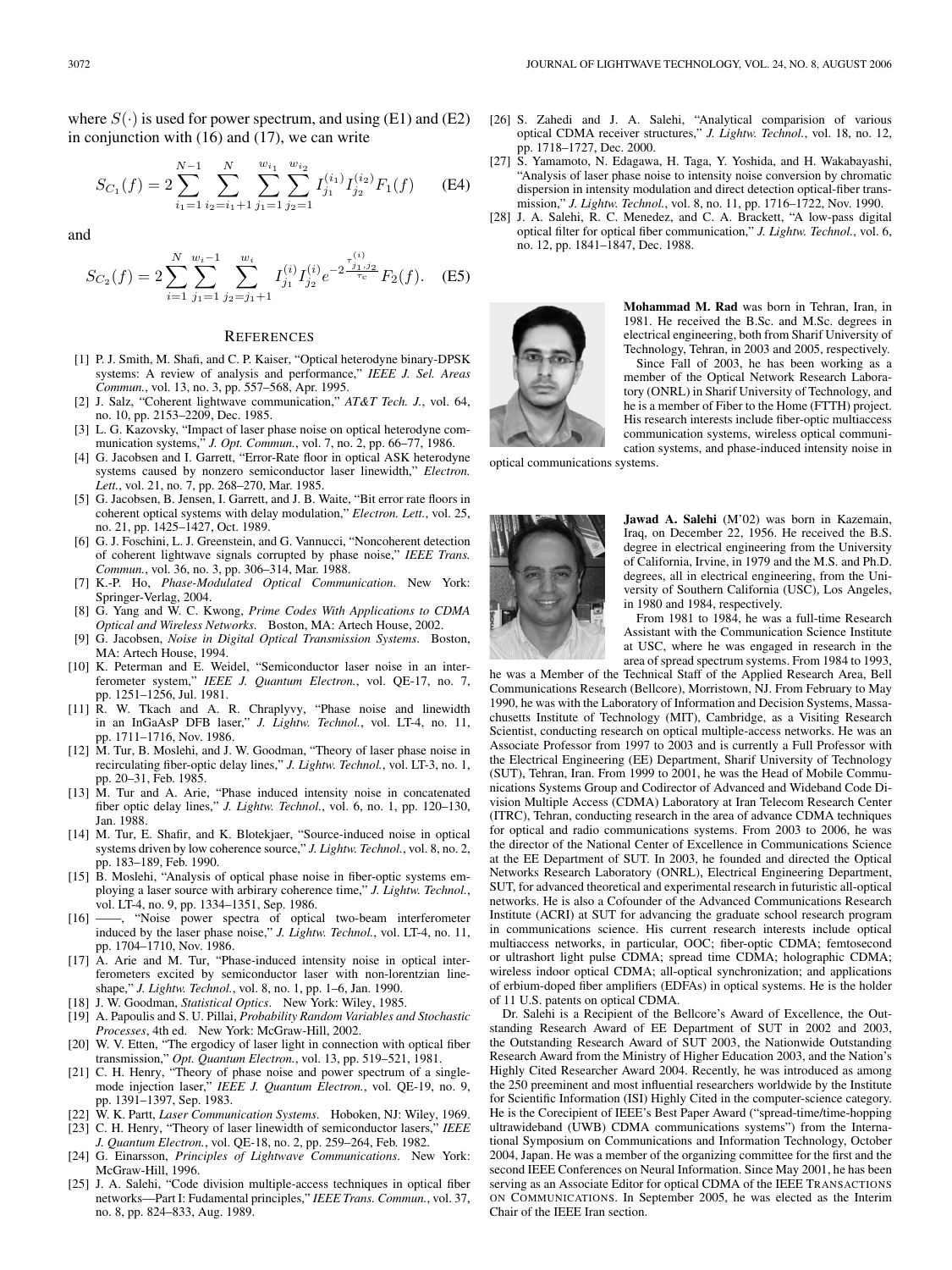where $S(\cdot)$ is used for power spectrum, and using (E1) and (E2) in conjunction with (16) and (17), we can write

$$S_{C_1}(f) = 2\sum_{i_1=1}^{N-1}\sum_{i_2=i_1+1}^{N}\sum_{j_1=1}^{w_{i_1}}\sum_{j_2=1}^{w_{i_2}} I_{j_1}^{(i_1)} I_{j_2}^{(i_2)} F_1(f) \tag{E4}$$

and

$$S_{C_2}(f) = 2\sum_{i=1}^{N}\sum_{j_1=1}^{w_i-1}\sum_{j_2=j_1+1}^{w_i} I_{j_1}^{(i)} I_{j_2}^{(i)} e^{-2\frac{\tau_{j_1,j_2}^{(i)}}{\tau_c}} F_2(f). \tag{E5}$$

## References

[1] P. J. Smith, M. Shafi, and C. P. Kaiser, "Optical heterodyne binary-DPSK systems: A review of analysis and performance," *IEEE J. Sel. Areas Commun.*, vol. 13, no. 3, pp. 557–568, Apr. 1995.

[2] J. Salz, "Coherent lightwave communication," *AT&T Tech. J.*, vol. 64, no. 10, pp. 2153–2209, Dec. 1985.

[3] L. G. Kazovsky, "Impact of laser phase noise on optical heterodyne communication systems," *J. Opt. Commun.*, vol. 7, no. 2, pp. 66–77, 1986.

[4] G. Jacobsen and I. Garrett, "Error-Rate floor in optical ASK heterodyne systems caused by nonzero semiconductor laser linewidth," *Electron. Lett.*, vol. 21, no. 7, pp. 268–270, Mar. 1985.

[5] G. Jacobsen, B. Jensen, I. Garrett, and J. B. Waite, "Bit error rate floors in coherent optical systems with delay modulation," *Electron. Lett.*, vol. 25, no. 21, pp. 1425–1427, Oct. 1989.

[6] G. J. Foschini, L. J. Greenstein, and G. Vannucci, "Noncoherent detection of coherent lightwave signals corrupted by phase noise," *IEEE Trans. Commun.*, vol. 36, no. 3, pp. 306–314, Mar. 1988.

[7] K.-P. Ho, *Phase-Modulated Optical Communication*. New York: Springer-Verlag, 2004.

[8] G. Yang and W. C. Kwong, *Prime Codes With Applications to CDMA Optical and Wireless Networks*. Boston, MA: Artech House, 2002.

[9] G. Jacobsen, *Noise in Digital Optical Transmission Systems*. Boston, MA: Artech House, 1994.

[10] K. Peterman and E. Weidel, "Semiconductor laser noise in an interferometer system," *IEEE J. Quantum Electron.*, vol. QE-17, no. 7, pp. 1251–1256, Jul. 1981.

[11] R. W. Tkach and A. R. Chraplyvy, "Phase noise and linewidth in an InGaAsP DFB laser," *J. Lightw. Technol.*, vol. LT-4, no. 11, pp. 1711–1716, Nov. 1986.

[12] M. Tur, B. Moslehi, and J. W. Goodman, "Theory of laser phase noise in recirculating fiber-optic delay lines," *J. Lightw. Technol.*, vol. LT-3, no. 1, pp. 20–31, Feb. 1985.

[13] M. Tur and A. Arie, "Phase induced intensity noise in concatenated fiber optic delay lines," *J. Lightw. Technol.*, vol. 6, no. 1, pp. 120–130, Jan. 1988.

[14] M. Tur, E. Shafir, and K. Blotekjaer, "Source-induced noise in optical systems driven by low coherence source," *J. Lightw. Technol.*, vol. 8, no. 2, pp. 183–189, Feb. 1990.

[15] B. Moslehi, "Analysis of optical phase noise in fiber-optic systems employing a laser source with arbirary coherence time," *J. Lightw. Technol.*, vol. LT-4, no. 9, pp. 1334–1351, Sep. 1986.

[16] ——, "Noise power spectra of optical two-beam interferometer induced by the laser phase noise," *J. Lightw. Technol.*, vol. LT-4, no. 11, pp. 1704–1710, Nov. 1986.

[17] A. Arie and M. Tur, "Phase-induced intensity noise in optical interferometers excited by semiconductor laser with non-lorentzian lineshape," *J. Lightw. Technol.*, vol. 8, no. 1, pp. 1–6, Jan. 1990.

[18] J. W. Goodman, *Statistical Optics*. New York: Wiley, 1985.

[19] A. Papoulis and S. U. Pillai, *Probability Random Variables and Stochastic Processes*, 4th ed. New York: McGraw-Hill, 2002.

[20] W. V. Etten, "The ergodicy of laser light in connection with optical fiber transmission," *Opt. Quantum Electron.*, vol. 13, pp. 519–521, 1981.

[21] C. H. Henry, "Theory of phase noise and power spectrum of a singlemode injection laser," *IEEE J. Quantum Electron.*, vol. QE-19, no. 9, pp. 1391–1397, Sep. 1983.

[22] W. K. Partt, *Laser Communication Systems*. Hoboken, NJ: Wiley, 1969.

[23] C. H. Henry, "Theory of laser linewidth of semiconductor lasers," *IEEE J. Quantum Electron.*, vol. QE-18, no. 2, pp. 259–264, Feb. 1982.

[24] G. Einarsson, *Principles of Lightwave Communications*. New York: McGraw-Hill, 1996.

[25] J. A. Salehi, "Code division multiple-access techniques in optical fiber networks—Part I: Fudamental principles," *IEEE Trans. Commun.*, vol. 37, no. 8, pp. 824–833, Aug. 1989.

[26] S. Zahedi and J. A. Salehi, "Analytical comparision of various optical CDMA receiver structures," *J. Lightw. Technol.*, vol. 18, no. 12, pp. 1718–1727, Dec. 2000.

[27] S. Yamamoto, N. Edagawa, H. Taga, Y. Yoshida, and H. Wakabayashi, "Analysis of laser phase noise to intensity noise conversion by chromatic dispersion in intensity modulation and direct detection optical-fiber transmission," *J. Lightw. Technol.*, vol. 8, no. 11, pp. 1716–1722, Nov. 1990.

[28] J. A. Salehi, R. C. Menedez, and C. A. Brackett, "A low-pass digital optical filter for optical fiber communication," *J. Lightw. Technol.*, vol. 6, no. 12, pp. 1841–1847, Dec. 1988.

**Mohammad M. Rad** was born in Tehran, Iran, in 1981. He received the B.Sc. and M.Sc. degrees in electrical engineering, both from Sharif University of Technology, Tehran, in 2003 and 2005, respectively.

Since Fall of 2003, he has been working as a member of the Optical Network Research Laboratory (ONRL) in Sharif University of Technology, and he is a member of Fiber to the Home (FTTH) project. His research interests include fiber-optic multiaccess communication systems, wireless optical communication systems, and phase-induced intensity noise in optical communications systems.

**Jawad A. Salehi** (M'02) was born in Kazemain, Iraq, on December 22, 1956. He received the B.S. degree in electrical engineering from the University of California, Irvine, in 1979 and the M.S. and Ph.D. degrees, all in electrical engineering, from the University of Southern California (USC), Los Angeles, in 1980 and 1984, respectively.

From 1981 to 1984, he was a full-time Research Assistant with the Communication Science Institute at USC, where he was engaged in research in the area of spread spectrum systems. From 1984 to 1993, he was a Member of the Technical Staff of the Applied Research Area, Bell Communications Research (Bellcore), Morristown, NJ. From February to May 1990, he was with the Laboratory of Information and Decision Systems, Massachusetts Institute of Technology (MIT), Cambridge, as a Visiting Research Scientist, conducting research on optical multiple-access networks. He was an Associate Professor from 1997 to 2003 and is currently a Full Professor with the Electrical Engineering (EE) Department, Sharif University of Technology (SUT), Tehran, Iran. From 1999 to 2001, he was the Head of Mobile Communications Systems Group and Codirector of Advanced and Wideband Code Division Multiple Access (CDMA) Laboratory at Iran Telecom Research Center (ITRC), Tehran, conducting research in the area of advance CDMA techniques for optical and radio communications systems. From 2003 to 2006, he was the director of the National Center of Excellence in Communications Science at the EE Department of SUT. In 2003, he founded and directed the Optical Networks Research Laboratory (ONRL), Electrical Engineering Department, SUT, for advanced theoretical and experimental research in futuristic all-optical networks. He is also a Cofounder of the Advanced Communications Research Institute (ACRI) at SUT for advancing the graduate school research program in communications science. His current research interests include optical multiaccess networks, in particular, OOC; fiber-optic CDMA; femtosecond or ultrashort light pulse CDMA; spread time CDMA; holographic CDMA; wireless indoor optical CDMA; all-optical synchronization; and applications of erbium-doped fiber amplifiers (EDFAs) in optical systems. He is the holder of 11 U.S. patents on optical CDMA.

Dr. Salehi is a Recipient of the Bellcore's Award of Excellence, the Outstanding Research Award of EE Department of SUT in 2002 and 2003, the Outstanding Research Award of SUT 2003, the Nationwide Outstanding Research Award from the Ministry of Higher Education 2003, and the Nation's Highly Cited Researcher Award 2004. Recently, he was introduced as among the 250 preeminent and most influential researchers worldwide by the Institute for Scientific Information (ISI) Highly Cited in the computer-science category. He is the Corecipient of IEEE's Best Paper Award ("spread-time/time-hopping ultrawideband (UWB) CDMA communications systems") from the International Symposium on Communications and Information Technology, October 2004, Japan. He was a member of the organizing committee for the first and the second IEEE Conferences on Neural Information. Since May 2001, he has been serving as an Associate Editor for optical CDMA of the IEEE Transactions on Communications. In September 2005, he was elected as the Interim Chair of the IEEE Iran section.